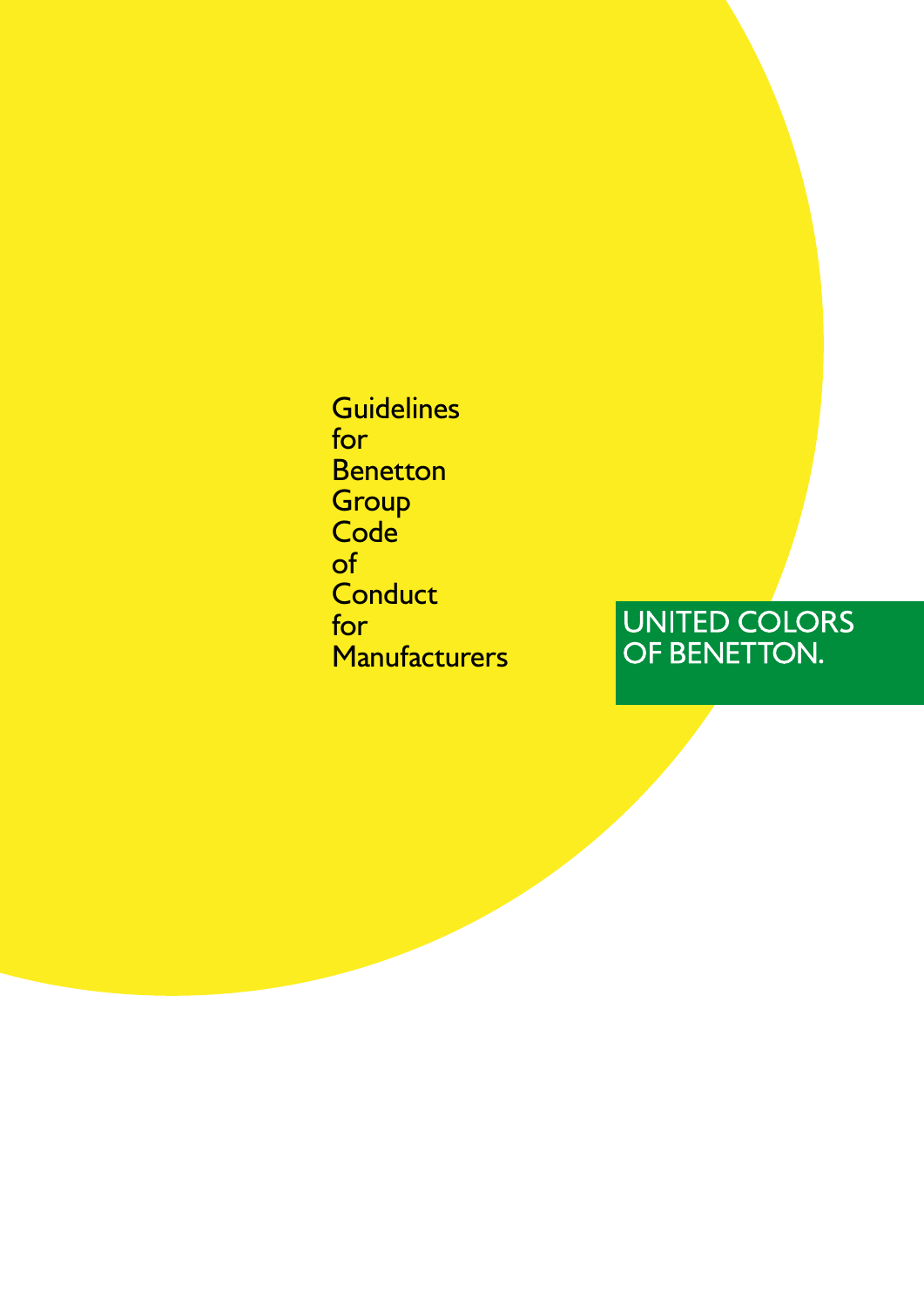# Guidelines for Benetton Group Code of Conduct for Manufacturers

UNITED COLORS OF BENETTON.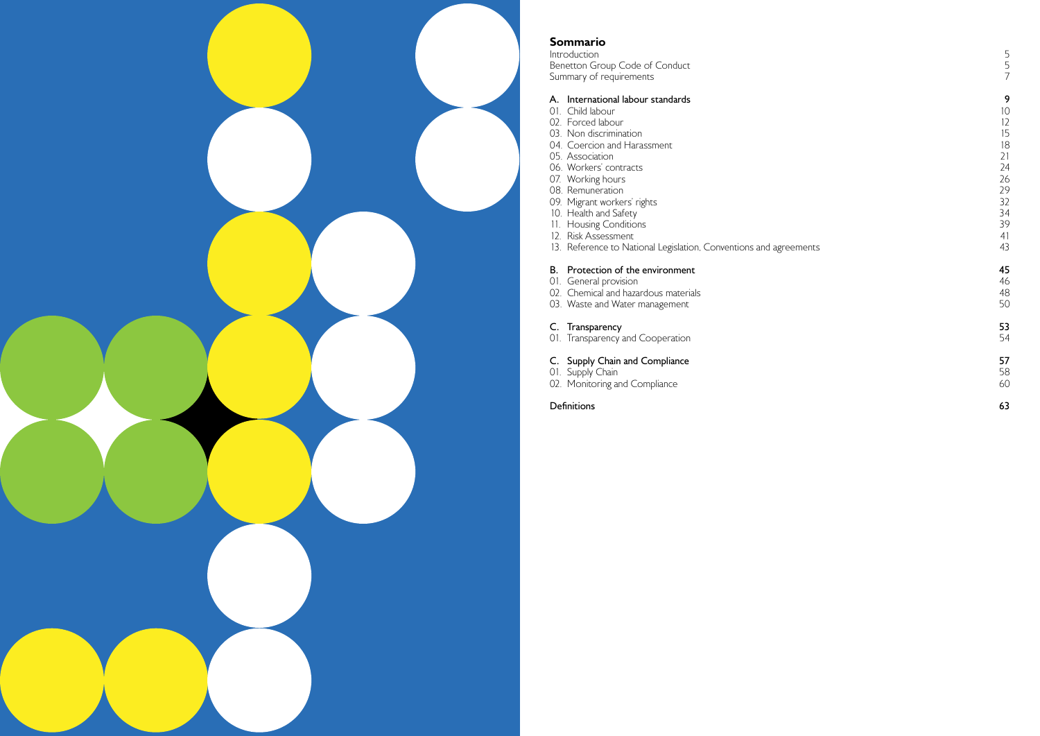## Sommario

| | |
|---|---|
| Introduction | 5 |
| Benetton Group Code of Conduct | 5 |
| Summary of requirements | 7 |
| **A. International labour standards** | **9** |
| 01. Child labour | 10 |
| 02. Forced labour | 12 |
| 03. Non discrimination | 15 |
| 04. Coercion and Harassment | 18 |
| 05. Association | 21 |
| 06. Workers' contracts | 24 |
| 07. Working hours | 26 |
| 08. Remuneration | 29 |
| 09. Migrant workers' rights | 32 |
| 10. Health and Safety | 34 |
| 11. Housing Conditions | 39 |
| 12. Risk Assessment | 41 |
| 13. Reference to National Legislation, Conventions and agreements | 43 |
| **B. Protection of the environment** | **45** |
| 01. General provision | 46 |
| 02. Chemical and hazardous materials | 48 |
| 03. Waste and Water management | 50 |
| **C. Transparency** | **53** |
| 01. Transparency and Cooperation | 54 |
| **C. Supply Chain and Compliance** | **57** |
| 01. Supply Chain | 58 |
| 02. Monitoring and Compliance | 60 |
| **Definitions** | **63** |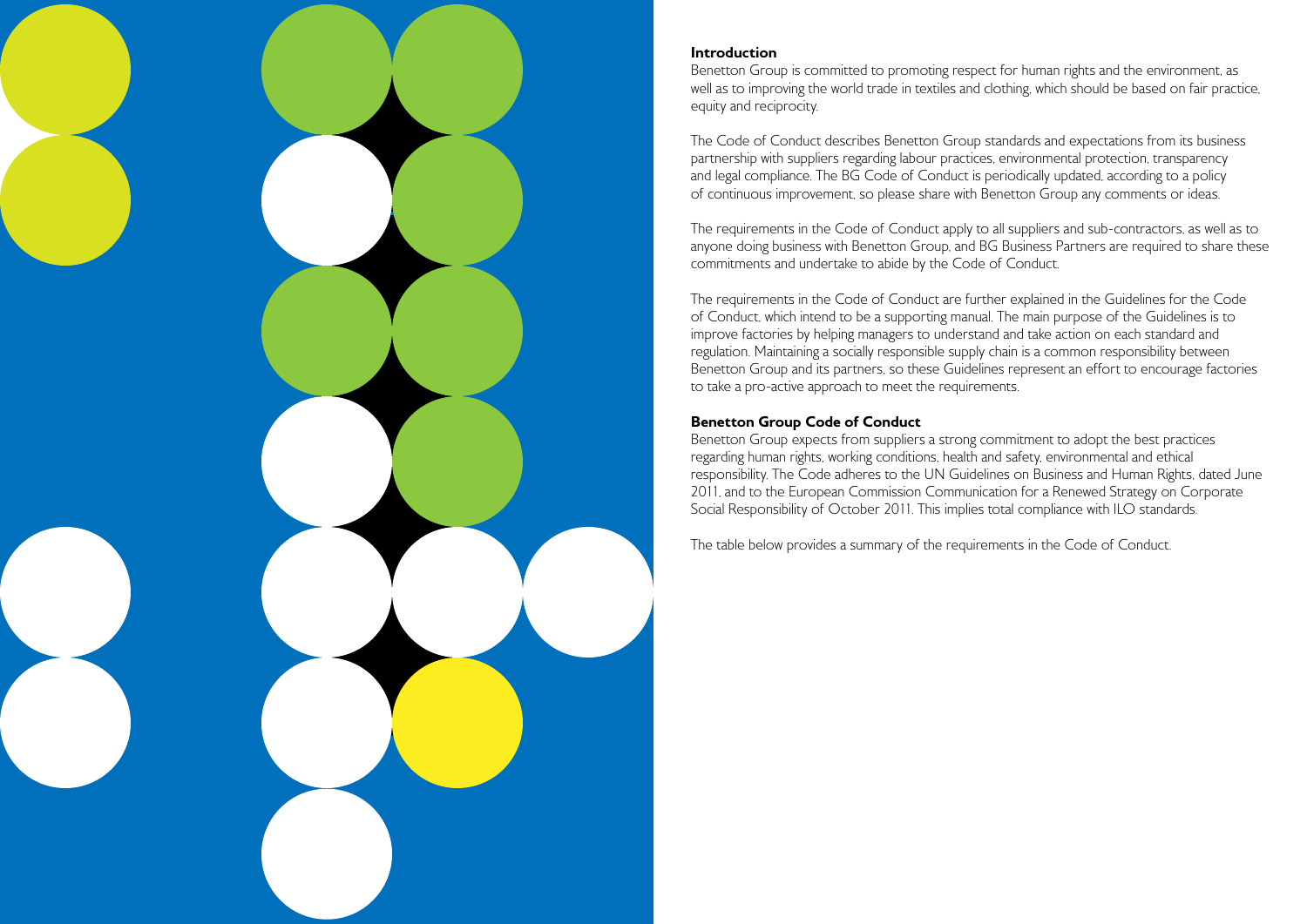## Introduction

Benetton Group is committed to promoting respect for human rights and the environment, as well as to improving the world trade in textiles and clothing, which should be based on fair practice, equity and reciprocity.

The Code of Conduct describes Benetton Group standards and expectations from its business partnership with suppliers regarding labour practices, environmental protection, transparency and legal compliance. The BG Code of Conduct is periodically updated, according to a policy of continuous improvement, so please share with Benetton Group any comments or ideas.

The requirements in the Code of Conduct apply to all suppliers and sub-contractors, as well as to anyone doing business with Benetton Group, and BG Business Partners are required to share these commitments and undertake to abide by the Code of Conduct.

The requirements in the Code of Conduct are further explained in the Guidelines for the Code of Conduct, which intend to be a supporting manual. The main purpose of the Guidelines is to improve factories by helping managers to understand and take action on each standard and regulation. Maintaining a socially responsible supply chain is a common responsibility between Benetton Group and its partners, so these Guidelines represent an effort to encourage factories to take a pro-active approach to meet the requirements.

## Benetton Group Code of Conduct

Benetton Group expects from suppliers a strong commitment to adopt the best practices regarding human rights, working conditions, health and safety, environmental and ethical responsibility. The Code adheres to the UN Guidelines on Business and Human Rights, dated June 2011, and to the European Commission Communication for a Renewed Strategy on Corporate Social Responsibility of October 2011. This implies total compliance with ILO standards.

The table below provides a summary of the requirements in the Code of Conduct.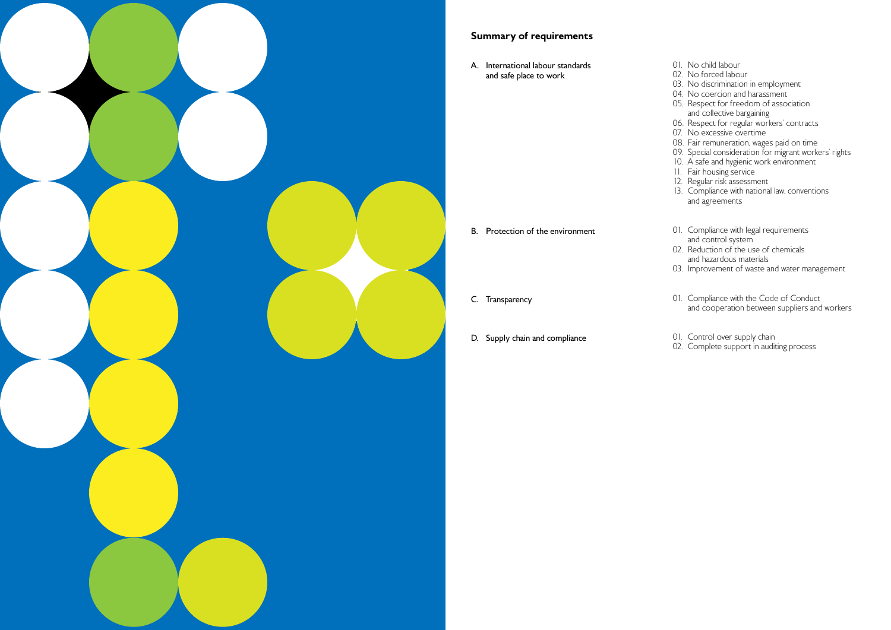## Summary of requirements

**A. International labour standards and safe place to work**

01. No child labour
02. No forced labour
03. No discrimination in employment
04. No coercion and harassment
05. Respect for freedom of association and collective bargaining
06. Respect for regular workers' contracts
07. No excessive overtime
08. Fair remuneration, wages paid on time
09. Special consideration for migrant workers' rights
10. A safe and hygienic work environment
11. Fair housing service
12. Regular risk assessment
13. Compliance with national law, conventions and agreements

**B. Protection of the environment**

01. Compliance with legal requirements and control system
02. Reduction of the use of chemicals and hazardous materials
03. Improvement of waste and water management

**C. Transparency**

01. Compliance with the Code of Conduct and cooperation between suppliers and workers

**D. Supply chain and compliance**

01. Control over supply chain
02. Complete support in auditing process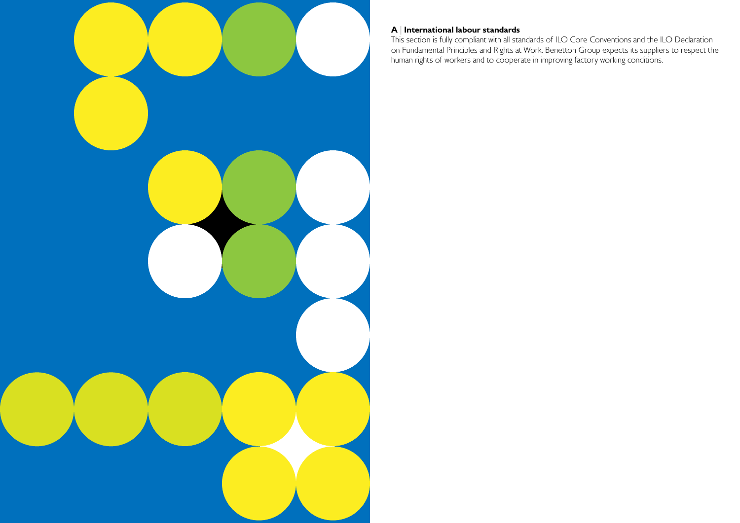## A | International labour standards

This section is fully compliant with all standards of ILO Core Conventions and the ILO Declaration on Fundamental Principles and Rights at Work. Benetton Group expects its suppliers to respect the human rights of workers and to cooperate in improving factory working conditions.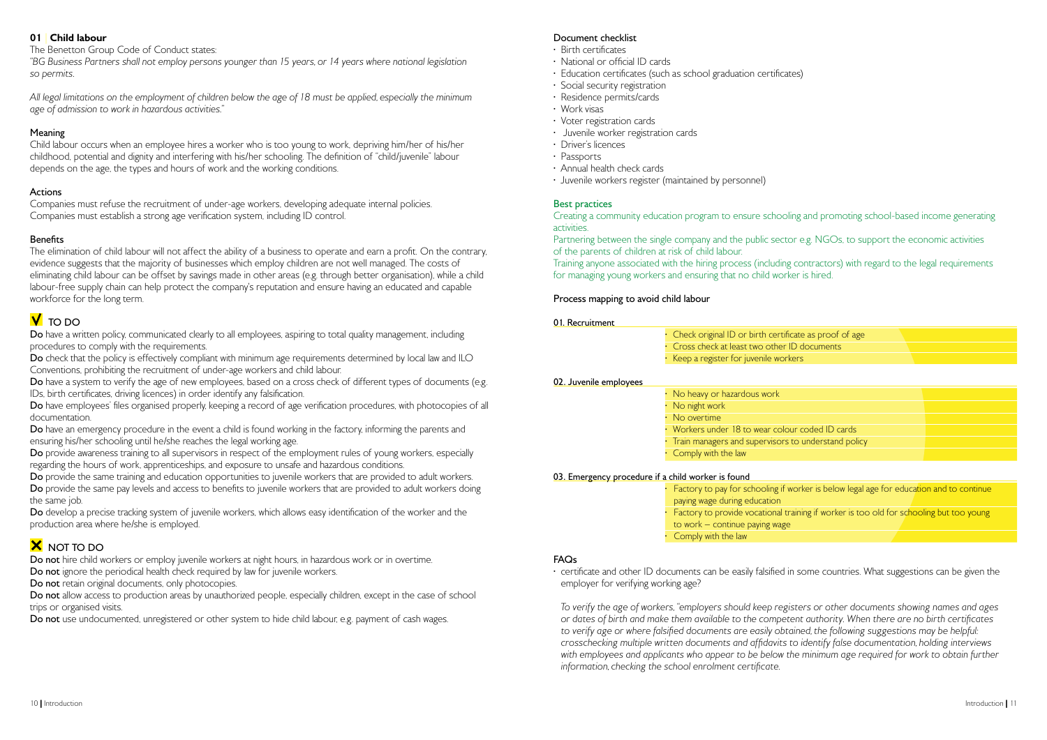## 01 | Child labour

The Benetton Group Code of Conduct states:

*"BG Business Partners shall not employ persons younger than 15 years, or 14 years where national legislation so permits.*

*All legal limitations on the employment of children below the age of 18 must be applied, especially the minimum age of admission to work in hazardous activities."*

### Meaning

Child labour occurs when an employee hires a worker who is too young to work, depriving him/her of his/her childhood, potential and dignity and interfering with his/her schooling. The definition of "child/juvenile" labour depends on the age, the types and hours of work and the working conditions.

### Actions

Companies must refuse the recruitment of under-age workers, developing adequate internal policies.
Companies must establish a strong age verification system, including ID control.

### Benefits

The elimination of child labour will not affect the ability of a business to operate and earn a profit. On the contrary, evidence suggests that the majority of businesses which employ children are not well managed. The costs of eliminating child labour can be offset by savings made in other areas (e.g. through better organisation), while a child labour-free supply chain can help protect the company's reputation and ensure having an educated and capable workforce for the long term.

### V TO DO

**Do** have a written policy, communicated clearly to all employees, aspiring to total quality management, including procedures to comply with the requirements.
**Do** check that the policy is effectively compliant with minimum age requirements determined by local law and ILO Conventions, prohibiting the recruitment of under-age workers and child labour.
**Do** have a system to verify the age of new employees, based on a cross check of different types of documents (e.g. IDs, birth certificates, driving licences) in order identify any falsification.
**Do** have employees' files organised properly, keeping a record of age verification procedures, with photocopies of all documentation.
**Do** have an emergency procedure in the event a child is found working in the factory, informing the parents and ensuring his/her schooling until he/she reaches the legal working age.
**Do** provide awareness training to all supervisors in respect of the employment rules of young workers, especially regarding the hours of work, apprenticeships, and exposure to unsafe and hazardous conditions.
**Do** provide the same training and education opportunities to juvenile workers that are provided to adult workers.
**Do** provide the same pay levels and access to benefits to juvenile workers that are provided to adult workers doing the same job.
**Do** develop a precise tracking system of juvenile workers, which allows easy identification of the worker and the production area where he/she is employed.

### X NOT TO DO

**Do not** hire child workers or employ juvenile workers at night hours, in hazardous work or in overtime.
**Do not** ignore the periodical health check required by law for juvenile workers.
**Do not** retain original documents, only photocopies.
**Do not** allow access to production areas by unauthorized people, especially children, except in the case of school trips or organised visits.
**Do not** use undocumented, unregistered or other system to hide child labour, e.g. payment of cash wages.

### Document checklist

- Birth certificates
- National or official ID cards
- Education certificates (such as school graduation certificates)
- Social security registration
- Residence permits/cards
- Work visas
- Voter registration cards
- Juvenile worker registration cards
- Driver's licences
- Passports
- Annual health check cards
- Juvenile workers register (maintained by personnel)

### Best practices

Creating a community education program to ensure schooling and promoting school-based income generating activities.
Partnering between the single company and the public sector e.g. NGOs, to support the economic activities of the parents of children at risk of child labour.
Training anyone associated with the hiring process (including contractors) with regard to the legal requirements for managing young workers and ensuring that no child worker is hired.

### Process mapping to avoid child labour

**01. Recruitment**

- Check original ID or birth certificate as proof of age
- Cross check at least two other ID documents
- Keep a register for juvenile workers

**02. Juvenile employees**

- No heavy or hazardous work
- No night work
- No overtime
- Workers under 18 to wear colour coded ID cards
- Train managers and supervisors to understand policy
- Comply with the law

**03. Emergency procedure if a child worker is found**

- Factory to pay for schooling if worker is below legal age for education and to continue paying wage during education
- Factory to provide vocational training if worker is too old for schooling but too young to work – continue paying wage
- Comply with the law

### FAQs

- certificate and other ID documents can be easily falsified in some countries. What suggestions can be given the employer for verifying working age?

*To verify the age of workers, "employers should keep registers or other documents showing names and ages or dates of birth and make them available to the competent authority. When there are no birth certificates to verify age or where falsified documents are easily obtained, the following suggestions may be helpful: crosschecking multiple written documents and affidavits to identify false documentation, holding interviews with employees and applicants who appear to be below the minimum age required for work to obtain further information, checking the school enrolment certificate.*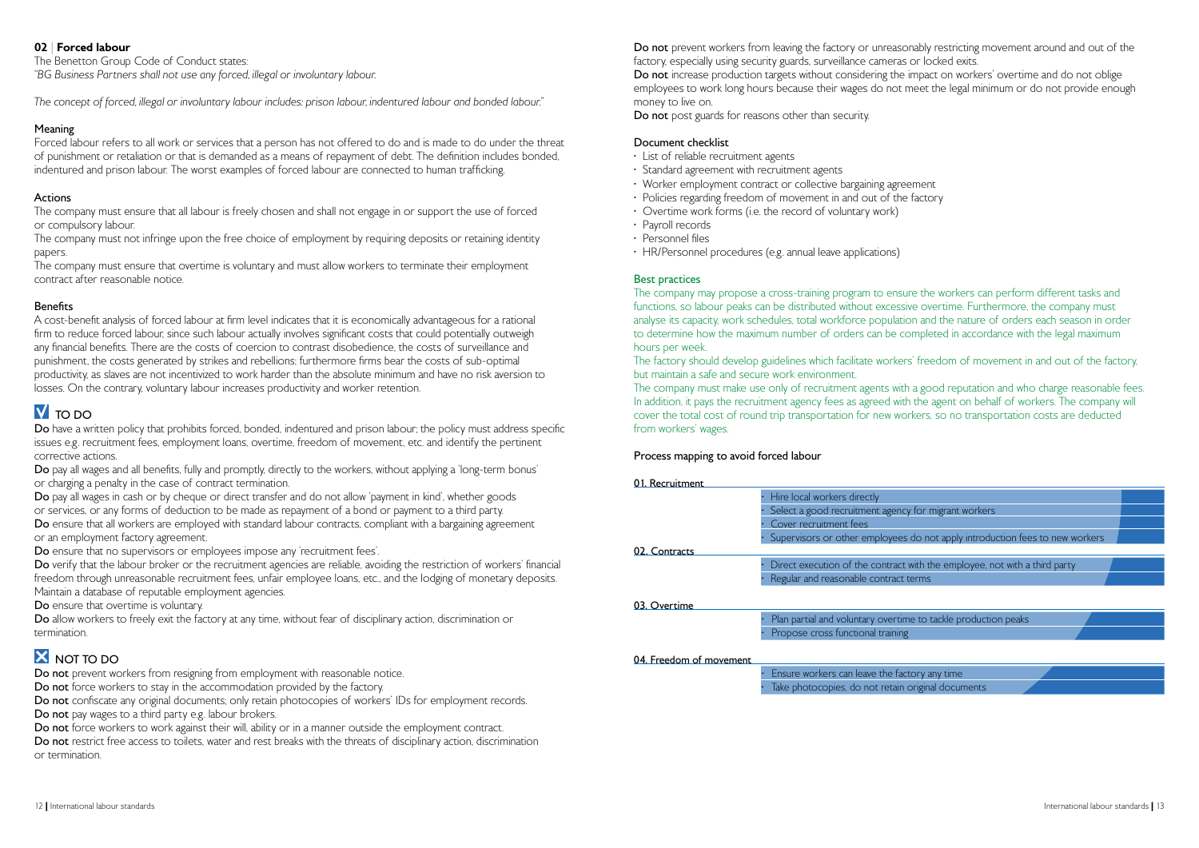## 02 | Forced labour

The Benetton Group Code of Conduct states:

*"BG Business Partners shall not use any forced, illegal or involuntary labour.*

*The concept of forced, illegal or involuntary labour includes: prison labour, indentured labour and bonded labour."*

### Meaning

Forced labour refers to all work or services that a person has not offered to do and is made to do under the threat of punishment or retaliation or that is demanded as a means of repayment of debt. The definition includes bonded, indentured and prison labour. The worst examples of forced labour are connected to human trafficking.

### Actions

The company must ensure that all labour is freely chosen and shall not engage in or support the use of forced or compulsory labour.

The company must not infringe upon the free choice of employment by requiring deposits or retaining identity papers.

The company must ensure that overtime is voluntary and must allow workers to terminate their employment contract after reasonable notice.

### Benefits

A cost-benefit analysis of forced labour at firm level indicates that it is economically advantageous for a rational firm to reduce forced labour, since such labour actually involves significant costs that could potentially outweigh any financial benefits. There are the costs of coercion to contrast disobedience, the costs of surveillance and punishment, the costs generated by strikes and rebellions; furthermore firms bear the costs of sub-optimal productivity, as slaves are not incentivized to work harder than the absolute minimum and have no risk aversion to losses. On the contrary, voluntary labour increases productivity and worker retention.

### TO DO

**Do** have a written policy that prohibits forced, bonded, indentured and prison labour; the policy must address specific issues e.g. recruitment fees, employment loans, overtime, freedom of movement, etc. and identify the pertinent corrective actions.

**Do** pay all wages and all benefits, fully and promptly, directly to the workers, without applying a 'long-term bonus' or charging a penalty in the case of contract termination.

**Do** pay all wages in cash or by cheque or direct transfer and do not allow 'payment in kind', whether goods or services, or any forms of deduction to be made as repayment of a bond or payment to a third party.

**Do** ensure that all workers are employed with standard labour contracts, compliant with a bargaining agreement or an employment factory agreement.

**Do** ensure that no supervisors or employees impose any 'recruitment fees'.

**Do** verify that the labour broker or the recruitment agencies are reliable, avoiding the restriction of workers' financial freedom through unreasonable recruitment fees, unfair employee loans, etc., and the lodging of monetary deposits. Maintain a database of reputable employment agencies.

**Do** ensure that overtime is voluntary.

**Do** allow workers to freely exit the factory at any time, without fear of disciplinary action, discrimination or termination.

### NOT TO DO

**Do not** prevent workers from resigning from employment with reasonable notice.

**Do not** force workers to stay in the accommodation provided by the factory.

**Do not** confiscate any original documents; only retain photocopies of workers' IDs for employment records.

**Do not** pay wages to a third party e.g. labour brokers.

**Do not** force workers to work against their will, ability or in a manner outside the employment contract.

**Do not** restrict free access to toilets, water and rest breaks with the threats of disciplinary action, discrimination or termination.

**Do not** prevent workers from leaving the factory or unreasonably restricting movement around and out of the factory, especially using security guards, surveillance cameras or locked exits.

**Do not** increase production targets without considering the impact on workers' overtime and do not oblige employees to work long hours because their wages do not meet the legal minimum or do not provide enough money to live on.

**Do not** post guards for reasons other than security.

### Document checklist

- List of reliable recruitment agents
- Standard agreement with recruitment agents
- Worker employment contract or collective bargaining agreement
- Policies regarding freedom of movement in and out of the factory
- Overtime work forms (i.e. the record of voluntary work)
- Payroll records
- Personnel files
- HR/Personnel procedures (e.g. annual leave applications)

### Best practices

The company may propose a cross-training program to ensure the workers can perform different tasks and functions, so labour peaks can be distributed without excessive overtime. Furthermore, the company must analyse its capacity, work schedules, total workforce population and the nature of orders each season in order to determine how the maximum number of orders can be completed in accordance with the legal maximum hours per week.

The factory should develop guidelines which facilitate workers' freedom of movement in and out of the factory, but maintain a safe and secure work environment.

The company must make use only of recruitment agents with a good reputation and who charge reasonable fees. In addition, it pays the recruitment agency fees as agreed with the agent on behalf of workers. The company will cover the total cost of round trip transportation for new workers, so no transportation costs are deducted from workers' wages.

### Process mapping to avoid forced labour

**01. Recruitment**
- Hire local workers directly
- Select a good recruitment agency for migrant workers
- Cover recruitment fees
- Supervisors or other employees do not apply introduction fees to new workers

**02. Contracts**
- Direct execution of the contract with the employee, not with a third party
- Regular and reasonable contract terms

**03. Overtime**
- Plan partial and voluntary overtime to tackle production peaks
- Propose cross functional training

**04. Freedom of movement**
- Ensure workers can leave the factory any time
- Take photocopies, do not retain original documents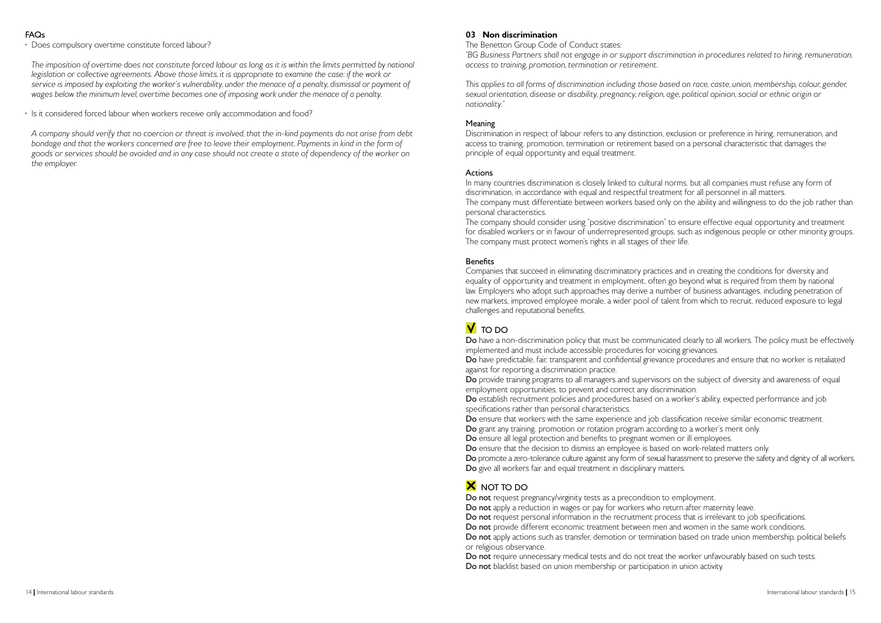## FAQs

- Does compulsory overtime constitute forced labour?

  *The imposition of overtime does not constitute forced labour as long as it is within the limits permitted by national legislation or collective agreements. Above those limits, it is appropriate to examine the case: if the work or service is imposed by exploiting the worker's vulnerability, under the menace of a penalty, dismissal or payment of wages below the minimum level, overtime becomes one of imposing work under the menace of a penalty.*

- Is it considered forced labour when workers receive only accommodation and food?

  *A company should verify that no coercion or threat is involved, that the in-kind payments do not arise from debt bondage and that the workers concerned are free to leave their employment. Payments in kind in the form of goods or services should be avoided and in any case should not create a state of dependency of the worker on the employer.*

## 03 | Non discrimination

The Benetton Group Code of Conduct states:

*"BG Business Partners shall not engage in or support discrimination in procedures related to hiring, remuneration, access to training, promotion, termination or retirement.*

*This applies to all forms of discrimination including those based on race, caste, union, membership, colour, gender, sexual orientation, disease or disability, pregnancy, religion, age, political opinion, social or ethnic origin or nationality."*

### Meaning

Discrimination in respect of labour refers to any distinction, exclusion or preference in hiring, remuneration, and access to training, promotion, termination or retirement based on a personal characteristic that damages the principle of equal opportunity and equal treatment.

### Actions

In many countries discrimination is closely linked to cultural norms, but all companies must refuse any form of discrimination, in accordance with equal and respectful treatment for all personnel in all matters.
The company must differentiate between workers based only on the ability and willingness to do the job rather than personal characteristics.
The company should consider using "positive discrimination" to ensure effective equal opportunity and treatment for disabled workers or in favour of underrepresented groups, such as indigenous people or other minority groups.
The company must protect women's rights in all stages of their life.

### Benefits

Companies that succeed in eliminating discriminatory practices and in creating the conditions for diversity and equality of opportunity and treatment in employment, often go beyond what is required from them by national law. Employers who adopt such approaches may derive a number of business advantages, including penetration of new markets, improved employee morale, a wider pool of talent from which to recruit, reduced exposure to legal challenges and reputational benefits.

### ✓ TO DO

**Do** have a non-discrimination policy that must be communicated clearly to all workers. The policy must be effectively implemented and must include accessible procedures for voicing grievances.
**Do** have predictable, fair, transparent and confidential grievance procedures and ensure that no worker is retaliated against for reporting a discrimination practice.
**Do** provide training programs to all managers and supervisors on the subject of diversity and awareness of equal employment opportunities, to prevent and correct any discrimination.
**Do** establish recruitment policies and procedures based on a worker's ability, expected performance and job specifications rather than personal characteristics.
**Do** ensure that workers with the same experience and job classification receive similar economic treatment.
**Do** grant any training, promotion or rotation program according to a worker's merit only.
**Do** ensure all legal protection and benefits to pregnant women or ill employees.
**Do** ensure that the decision to dismiss an employee is based on work-related matters only.
**Do** promote a zero-tolerance culture against any form of sexual harassment to preserve the safety and dignity of all workers.
**Do** give all workers fair and equal treatment in disciplinary matters.

### ✗ NOT TO DO

**Do not** request pregnancy/virginity tests as a precondition to employment.
**Do not** apply a reduction in wages or pay for workers who return after maternity leave.
**Do not** request personal information in the recruitment process that is irrelevant to job specifications.
**Do not** provide different economic treatment between men and women in the same work conditions.
**Do not** apply actions such as transfer, demotion or termination based on trade union membership, political beliefs or religious observance.
**Do not** require unnecessary medical tests and do not treat the worker unfavourably based on such tests.
**Do not** blacklist based on union membership or participation in union activity.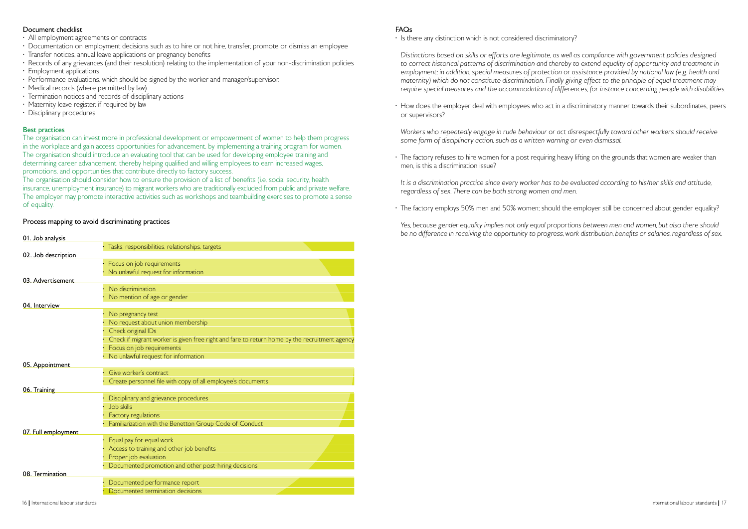### Document checklist

- All employment agreements or contracts
- Documentation on employment decisions such as to hire or not hire, transfer, promote or dismiss an employee
- Transfer notices, annual leave applications or pregnancy benefits
- Records of any grievances (and their resolution) relating to the implementation of your non-discrimination policies
- Employment applications
- Performance evaluations, which should be signed by the worker and manager/supervisor.
- Medical records (where permitted by law)
- Termination notices and records of disciplinary actions
- Maternity leave register, if required by law
- Disciplinary procedures

### Best practices

The organisation can invest more in professional development or empowerment of women to help them progress in the workplace and gain access opportunities for advancement, by implementing a training program for women.
The organisation should introduce an evaluating tool that can be used for developing employee training and determining career advancement, thereby helping qualified and willing employees to earn increased wages, promotions, and opportunities that contribute directly to factory success.
The organisation should consider how to ensure the provision of a list of benefits (i.e. social security, health insurance, unemployment insurance) to migrant workers who are traditionally excluded from public and private welfare.
The employer may promote interactive activities such as workshops and teambuilding exercises to promote a sense of equality.

### Process mapping to avoid discriminating practices

**01. Job analysis**
- Tasks, responsibilities, relationships, targets

**02. Job description**
- Focus on job requirements
- No unlawful request for information

**03. Advertisement**
- No discrimination
- No mention of age or gender

**04. Interview**
- No pregnancy test
- No request about union membership
- Check original IDs
- Check if migrant worker is given free right and fare to return home by the recruitment agency
- Focus on job requirements
- No unlawful request for information

**05. Appointment**
- Give worker's contract
- Create personnel file with copy of all employee's documents

**06. Training**
- Disciplinary and grievance procedures
- Job skills
- Factory regulations
- Familiarization with the Benetton Group Code of Conduct

**07. Full employment**
- Equal pay for equal work
- Access to training and other job benefits
- Proper job evaluation
- Documented promotion and other post-hiring decisions

**08. Termination**
- Documented performance report
- Documented termination decisions

### FAQs

- Is there any distinction which is not considered discriminatory?

  *Distinctions based on skills or efforts are legitimate, as well as compliance with government policies designed to correct historical patterns of discrimination and thereby to extend equality of opportunity and treatment in employment; in addition, special measures of protection or assistance provided by national law (e.g. health and maternity) which do not constitute discrimination. Finally giving effect to the principle of equal treatment may require special measures and the accommodation of differences, for instance concerning people with disabilities.*

- How does the employer deal with employees who act in a discriminatory manner towards their subordinates, peers or supervisors?

  *Workers who repeatedly engage in rude behaviour or act disrespectfully toward other workers should receive some form of disciplinary action, such as a written warning or even dismissal.*

- The factory refuses to hire women for a post requiring heavy lifting on the grounds that women are weaker than men, is this a discrimination issue?

  *It is a discrimination practice since every worker has to be evaluated according to his/her skills and attitude, regardless of sex. There can be both strong women and men.*

- The factory employs 50% men and 50% women; should the employer still be concerned about gender equality?

  *Yes, because gender equality implies not only equal proportions between men and women, but also there should be no difference in receiving the opportunity to progress, work distribution, benefits or salaries, regardless of sex.*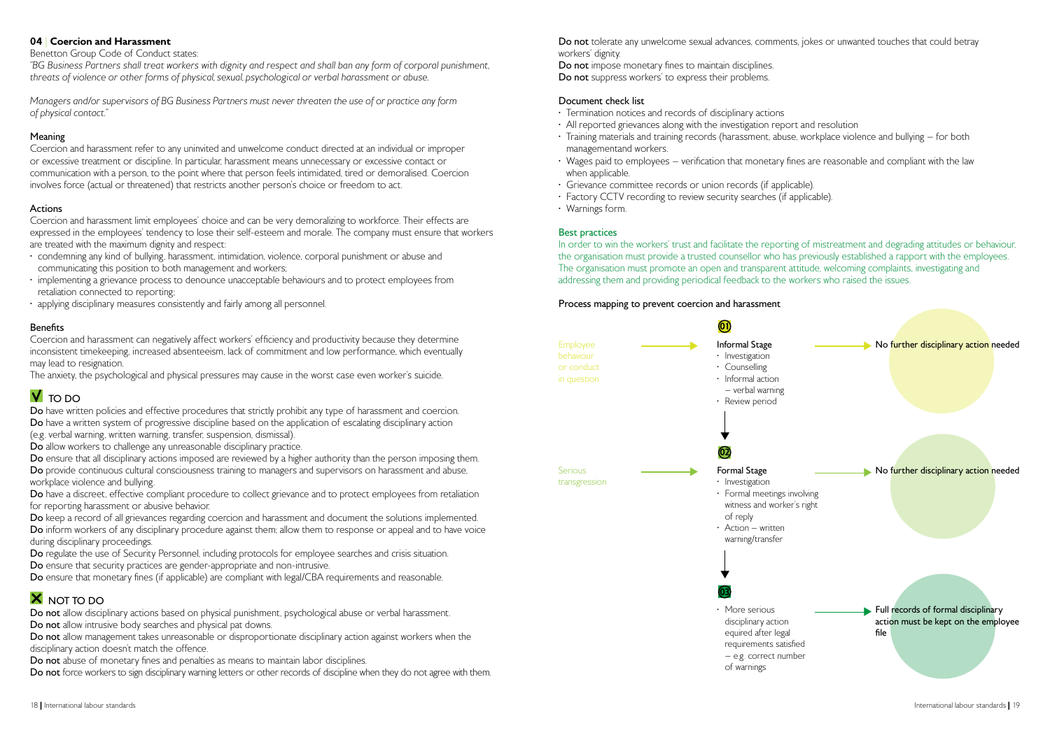## 04 | Coercion and Harassment

Benetton Group Code of Conduct states:

*"BG Business Partners shall treat workers with dignity and respect and shall ban any form of corporal punishment, threats of violence or other forms of physical, sexual, psychological or verbal harassment or abuse.*

*Managers and/or supervisors of BG Business Partners must never threaten the use of or practice any form of physical contact."*

### Meaning

Coercion and harassment refer to any uninvited and unwelcome conduct directed at an individual or improper or excessive treatment or discipline. In particular, harassment means unnecessary or excessive contact or communication with a person, to the point where that person feels intimidated, tired or demoralised. Coercion involves force (actual or threatened) that restricts another person's choice or freedom to act.

### Actions

Coercion and harassment limit employees' choice and can be very demoralizing to workforce. Their effects are expressed in the employees' tendency to lose their self-esteem and morale. The company must ensure that workers are treated with the maximum dignity and respect:

- condemning any kind of bullying, harassment, intimidation, violence, corporal punishment or abuse and communicating this position to both management and workers;
- implementing a grievance process to denounce unacceptable behaviours and to protect employees from retaliation connected to reporting;
- applying disciplinary measures consistently and fairly among all personnel.

### Benefits

Coercion and harassment can negatively affect workers' efficiency and productivity because they determine inconsistent timekeeping, increased absenteeism, lack of commitment and low performance, which eventually may lead to resignation.

The anxiety, the psychological and physical pressures may cause in the worst case even worker's suicide.

### TO DO

**Do** have written policies and effective procedures that strictly prohibit any type of harassment and coercion.
**Do** have a written system of progressive discipline based on the application of escalating disciplinary action (e.g. verbal warning, written warning, transfer, suspension, dismissal).
**Do** allow workers to challenge any unreasonable disciplinary practice.
**Do** ensure that all disciplinary actions imposed are reviewed by a higher authority than the person imposing them.
**Do** provide continuous cultural consciousness training to managers and supervisors on harassment and abuse, workplace violence and bullying.
**Do** have a discreet, effective compliant procedure to collect grievance and to protect employees from retaliation for reporting harassment or abusive behavior.
**Do** keep a record of all grievances regarding coercion and harassment and document the solutions implemented.
**Do** inform workers of any disciplinary procedure against them; allow them to response or appeal and to have voice during disciplinary proceedings.
**Do** regulate the use of Security Personnel, including protocols for employee searches and crisis situation.
**Do** ensure that security practices are gender-appropriate and non-intrusive.
**Do** ensure that monetary fines (if applicable) are compliant with legal/CBA requirements and reasonable.

### NOT TO DO

**Do not** allow disciplinary actions based on physical punishment, psychological abuse or verbal harassment.
**Do not** allow intrusive body searches and physical pat downs.
**Do not** allow management takes unreasonable or disproportionate disciplinary action against workers when the disciplinary action doesn't match the offence.
**Do not** abuse of monetary fines and penalties as means to maintain labor disciplines.
**Do not** force workers to sign disciplinary warning letters or other records of discipline when they do not agree with them.
**Do not** tolerate any unwelcome sexual advances, comments, jokes or unwanted touches that could betray workers' dignity.
**Do not** impose monetary fines to maintain disciplines.
**Do not** suppress workers' to express their problems.

### Document check list

- Termination notices and records of disciplinary actions
- All reported grievances along with the investigation report and resolution
- Training materials and training records (harassment, abuse, workplace violence and bullying – for both managementand workers.
- Wages paid to employees – verification that monetary fines are reasonable and compliant with the law when applicable.
- Grievance committee records or union records (if applicable).
- Factory CCTV recording to review security searches (if applicable).
- Warnings form.

### Best practices

In order to win the workers' trust and facilitate the reporting of mistreatment and degrading attitudes or behaviour, the organisation must provide a trusted counsellor who has previously established a rapport with the employees. The organisation must promote an open and transparent attitude, welcoming complaints, investigating and addressing them and providing periodical feedback to the workers who raised the issues.

### Process mapping to prevent coercion and harassment

Employee behaviour or conduct in question → **01 Informal Stage**
- Investigation
- Counselling
- Informal action – verbal warning
- Review period

→ No further disciplinary action needed

↓

Serious transgression → **02 Formal Stage**
- Investigation
- Formal meetings involving witness and worker's right of reply
- Action – written warning/transfer

→ No further disciplinary action needed

↓

**03**
- More serious disciplinary action equired after legal requirements satisfied – e.g. correct number of warnings

→ Full records of formal disciplinary action must be kept on the employee file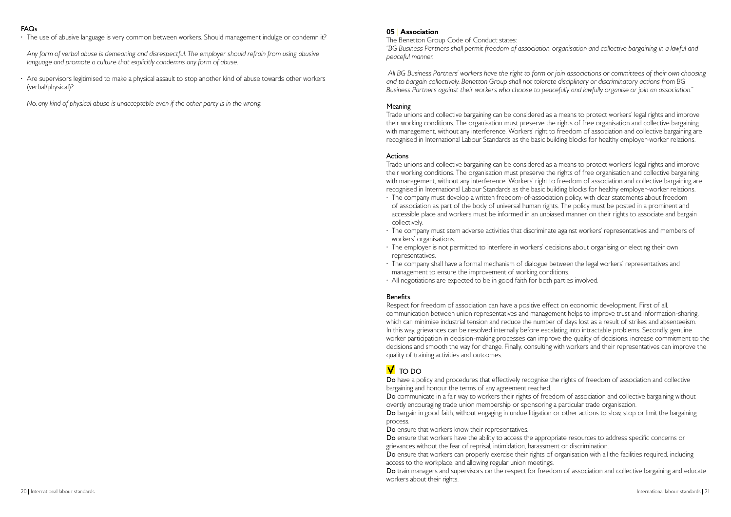## FAQs

- The use of abusive language is very common between workers. Should management indulge or condemn it?

  *Any form of verbal abuse is demeaning and disrespectful. The employer should refrain from using abusive language and promote a culture that explicitly condemns any form of abuse.*

- Are supervisors legitimised to make a physical assault to stop another kind of abuse towards other workers (verbal/physical)?

  *No, any kind of physical abuse is unacceptable even if the other party is in the wrong.*

## 05 | Association

The Benetton Group Code of Conduct states:

*"BG Business Partners shall permit freedom of association, organisation and collective bargaining in a lawful and peaceful manner.*

*All BG Business Partners' workers have the right to form or join associations or committees of their own choosing and to bargain collectively. Benetton Group shall not tolerate disciplinary or discriminatory actions from BG Business Partners against their workers who choose to peacefully and lawfully organise or join an association."*

### Meaning

Trade unions and collective bargaining can be considered as a means to protect workers' legal rights and improve their working conditions. The organisation must preserve the rights of free organisation and collective bargaining with management, without any interference. Workers' right to freedom of association and collective bargaining are recognised in International Labour Standards as the basic building blocks for healthy employer-worker relations.

### Actions

Trade unions and collective bargaining can be considered as a means to protect workers' legal rights and improve their working conditions. The organisation must preserve the rights of free organisation and collective bargaining with management, without any interference. Workers' right to freedom of association and collective bargaining are recognised in International Labour Standards as the basic building blocks for healthy employer-worker relations.

- The company must develop a written freedom-of-association policy, with clear statements about freedom of association as part of the body of universal human rights. The policy must be posted in a prominent and accessible place and workers must be informed in an unbiased manner on their rights to associate and bargain collectively.
- The company must stem adverse activities that discriminate against workers' representatives and members of workers' organisations.
- The employer is not permitted to interfere in workers' decisions about organising or electing their own representatives.
- The company shall have a formal mechanism of dialogue between the legal workers' representatives and management to ensure the improvement of working conditions.
- All negotiations are expected to be in good faith for both parties involved.

### Benefits

Respect for freedom of association can have a positive effect on economic development. First of all, communication between union representatives and management helps to improve trust and information-sharing, which can minimise industrial tension and reduce the number of days lost as a result of strikes and absenteeism. In this way, grievances can be resolved internally before escalating into intractable problems. Secondly, genuine worker participation in decision-making processes can improve the quality of decisions, increase commitment to the decisions and smooth the way for change. Finally, consulting with workers and their representatives can improve the quality of training activities and outcomes.

### ✓ TO DO

**Do** have a policy and procedures that effectively recognise the rights of freedom of association and collective bargaining and honour the terms of any agreement reached.

**Do** communicate in a fair way to workers their rights of freedom of association and collective bargaining without overtly encouraging trade union membership or sponsoring a particular trade organisation.

**Do** bargain in good faith, without engaging in undue litigation or other actions to slow, stop or limit the bargaining process.

**Do** ensure that workers know their representatives.

**Do** ensure that workers have the ability to access the appropriate resources to address specific concerns or grievances without the fear of reprisal, intimidation, harassment or discrimination.

**Do** ensure that workers can properly exercise their rights of organisation with all the facilities required, including access to the workplace, and allowing regular union meetings.

**Do** train managers and supervisors on the respect for freedom of association and collective bargaining and educate workers about their rights.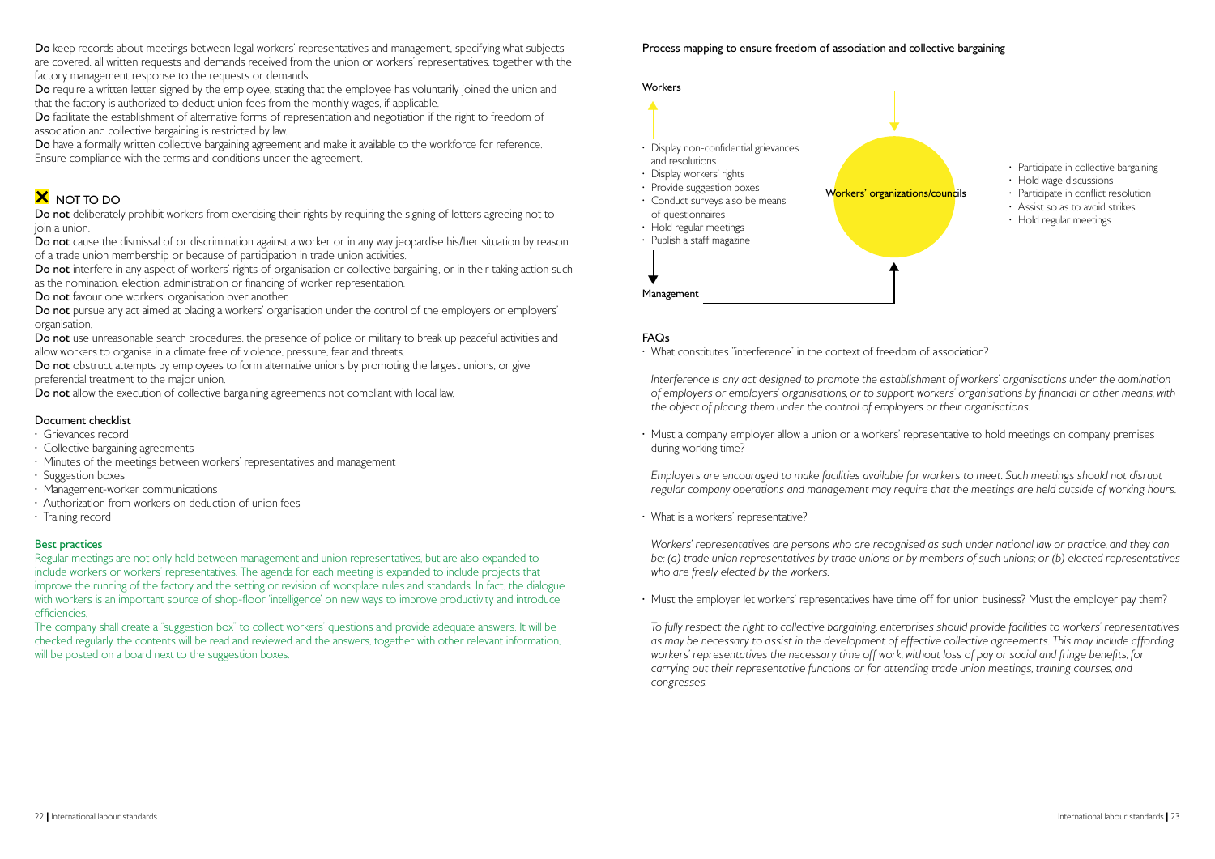**Do** keep records about meetings between legal workers' representatives and management, specifying what subjects are covered, all written requests and demands received from the union or workers' representatives, together with the factory management response to the requests or demands.

**Do** require a written letter, signed by the employee, stating that the employee has voluntarily joined the union and that the factory is authorized to deduct union fees from the monthly wages, if applicable.

**Do** facilitate the establishment of alternative forms of representation and negotiation if the right to freedom of association and collective bargaining is restricted by law.

**Do** have a formally written collective bargaining agreement and make it available to the workforce for reference. Ensure compliance with the terms and conditions under the agreement.

## ✖ NOT TO DO

**Do not** deliberately prohibit workers from exercising their rights by requiring the signing of letters agreeing not to join a union.

**Do not** cause the dismissal of or discrimination against a worker or in any way jeopardise his/her situation by reason of a trade union membership or because of participation in trade union activities.

**Do not** interfere in any aspect of workers' rights of organisation or collective bargaining, or in their taking action such as the nomination, election, administration or financing of worker representation.

**Do not** favour one workers' organisation over another.

**Do not** pursue any act aimed at placing a workers' organisation under the control of the employers or employers' organisation.

**Do not** use unreasonable search procedures, the presence of police or military to break up peaceful activities and allow workers to organise in a climate free of violence, pressure, fear and threats.

**Do not** obstruct attempts by employees to form alternative unions by promoting the largest unions, or give preferential treatment to the major union.

**Do not** allow the execution of collective bargaining agreements not compliant with local law.

### Document checklist

- Grievances record
- Collective bargaining agreements
- Minutes of the meetings between workers' representatives and management
- Suggestion boxes
- Management-worker communications
- Authorization from workers on deduction of union fees
- Training record

### Best practices

Regular meetings are not only held between management and union representatives, but are also expanded to include workers or workers' representatives. The agenda for each meeting is expanded to include projects that improve the running of the factory and the setting or revision of workplace rules and standards. In fact, the dialogue with workers is an important source of shop-floor 'intelligence' on new ways to improve productivity and introduce efficiencies.

The company shall create a "suggestion box" to collect workers' questions and provide adequate answers. It will be checked regularly, the contents will be read and reviewed and the answers, together with other relevant information, will be posted on a board next to the suggestion boxes.

### Process mapping to ensure freedom of association and collective bargaining

Workers

Management

- Display non-confidential grievances and resolutions
- Display workers' rights
- Provide suggestion boxes
- Conduct surveys also be means of questionnaires
- Hold regular meetings
- Publish a staff magazine

Workers' organizations/councils

- Participate in collective bargaining
- Hold wage discussions
- Participate in conflict resolution
- Assist so as to avoid strikes
- Hold regular meetings

### FAQs

- What constitutes "interference" in the context of freedom of association?

  *Interference is any act designed to promote the establishment of workers' organisations under the domination of employers or employers' organisations, or to support workers' organisations by financial or other means, with the object of placing them under the control of employers or their organisations.*

- Must a company employer allow a union or a workers' representative to hold meetings on company premises during working time?

  *Employers are encouraged to make facilities available for workers to meet. Such meetings should not disrupt regular company operations and management may require that the meetings are held outside of working hours.*

- What is a workers' representative?

  *Workers' representatives are persons who are recognised as such under national law or practice, and they can be: (a) trade union representatives by trade unions or by members of such unions; or (b) elected representatives who are freely elected by the workers.*

- Must the employer let workers' representatives have time off for union business? Must the employer pay them?

  *To fully respect the right to collective bargaining, enterprises should provide facilities to workers' representatives as may be necessary to assist in the development of effective collective agreements. This may include affording workers' representatives the necessary time off work, without loss of pay or social and fringe benefits, for carrying out their representative functions or for attending trade union meetings, training courses, and congresses.*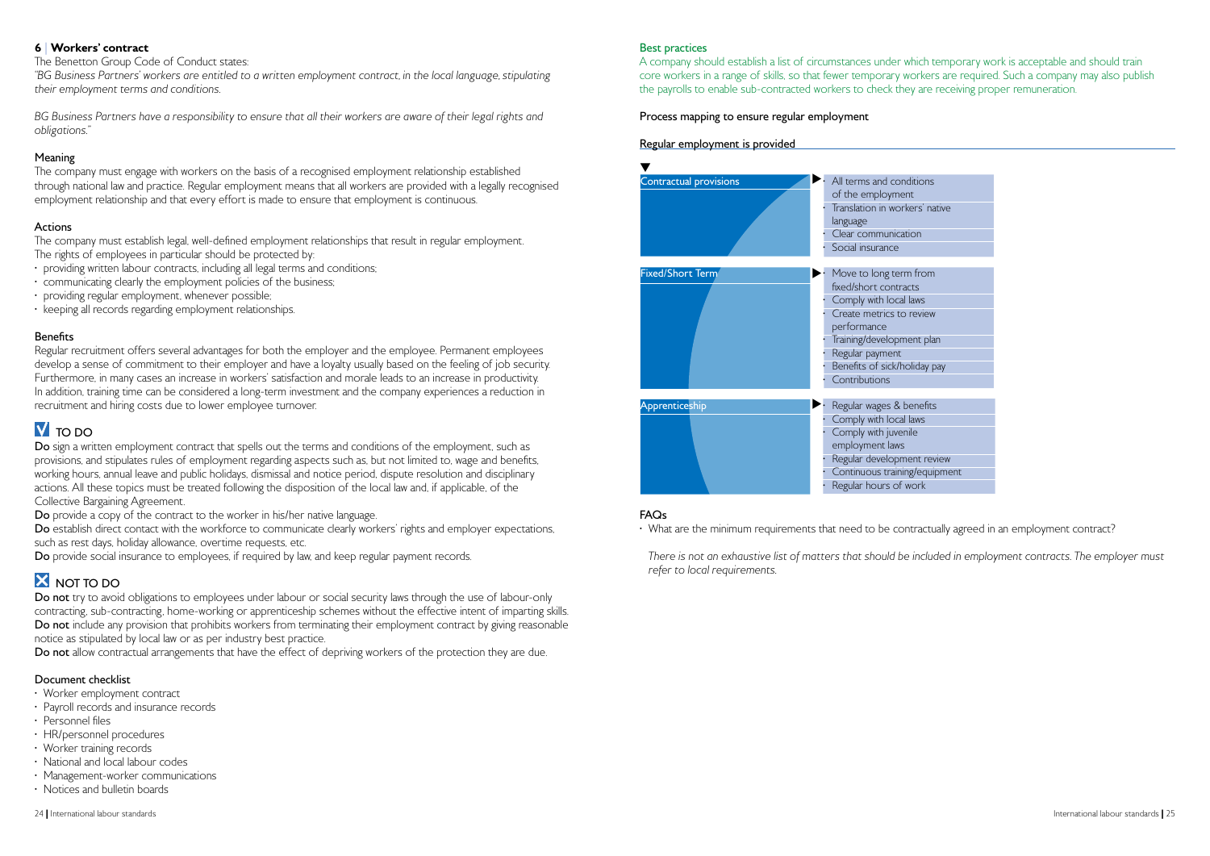## 6 | Workers' contract

The Benetton Group Code of Conduct states:

*"BG Business Partners' workers are entitled to a written employment contract, in the local language, stipulating their employment terms and conditions.*

*BG Business Partners have a responsibility to ensure that all their workers are aware of their legal rights and obligations."*

### Meaning

The company must engage with workers on the basis of a recognised employment relationship established through national law and practice. Regular employment means that all workers are provided with a legally recognised employment relationship and that every effort is made to ensure that employment is continuous.

### Actions

The company must establish legal, well-defined employment relationships that result in regular employment. The rights of employees in particular should be protected by:

- providing written labour contracts, including all legal terms and conditions;
- communicating clearly the employment policies of the business;
- providing regular employment, whenever possible;
- keeping all records regarding employment relationships.

### Benefits

Regular recruitment offers several advantages for both the employer and the employee. Permanent employees develop a sense of commitment to their employer and have a loyalty usually based on the feeling of job security. Furthermore, in many cases an increase in workers' satisfaction and morale leads to an increase in productivity. In addition, training time can be considered a long-term investment and the company experiences a reduction in recruitment and hiring costs due to lower employee turnover.

### TO DO

**Do** sign a written employment contract that spells out the terms and conditions of the employment, such as provisions, and stipulates rules of employment regarding aspects such as, but not limited to, wage and benefits, working hours, annual leave and public holidays, dismissal and notice period, dispute resolution and disciplinary actions. All these topics must be treated following the disposition of the local law and, if applicable, of the Collective Bargaining Agreement.

**Do** provide a copy of the contract to the worker in his/her native language.

**Do** establish direct contact with the workforce to communicate clearly workers' rights and employer expectations, such as rest days, holiday allowance, overtime requests, etc.

**Do** provide social insurance to employees, if required by law, and keep regular payment records.

### NOT TO DO

**Do not** try to avoid obligations to employees under labour or social security laws through the use of labour-only contracting, sub-contracting, home-working or apprenticeship schemes without the effective intent of imparting skills.

**Do not** include any provision that prohibits workers from terminating their employment contract by giving reasonable notice as stipulated by local law or as per industry best practice.

**Do not** allow contractual arrangements that have the effect of depriving workers of the protection they are due.

### Document checklist

- Worker employment contract
- Payroll records and insurance records
- Personnel files
- HR/personnel procedures
- Worker training records
- National and local labour codes
- Management-worker communications
- Notices and bulletin boards

### Best practices

A company should establish a list of circumstances under which temporary work is acceptable and should train core workers in a range of skills, so that fewer temporary workers are required. Such a company may also publish the payrolls to enable sub-contracted workers to check they are receiving proper remuneration.

### Process mapping to ensure regular employment

**Regular employment is provided**

| Area | Requirements |
|---|---|
| Contractual provisions | • All terms and conditions of the employment<br>• Translation in workers' native language<br>• Clear communication<br>• Social insurance |
| Fixed/Short Term | • Move to long term from fixed/short contracts<br>• Comply with local laws<br>• Create metrics to review performance<br>• Training/development plan<br>• Regular payment<br>• Benefits of sick/holiday pay<br>• Contributions |
| Apprenticeship | • Regular wages & benefits<br>• Comply with local laws<br>• Comply with juvenile employment laws<br>• Regular development review<br>• Continuous training/equipment<br>• Regular hours of work |

### FAQs

- What are the minimum requirements that need to be contractually agreed in an employment contract?

  *There is not an exhaustive list of matters that should be included in employment contracts. The employer must refer to local requirements.*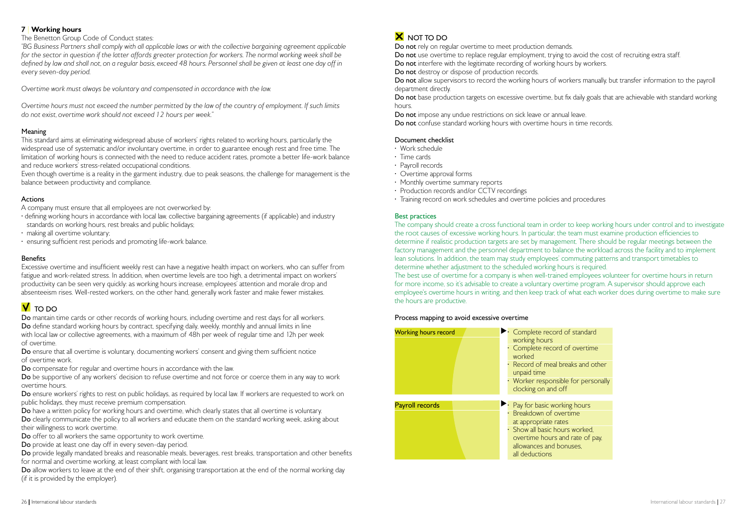## 7 | Working hours

The Benetton Group Code of Conduct states:

*"BG Business Partners shall comply with all applicable laws or with the collective bargaining agreement applicable for the sector in question if the latter affords greater protection for workers. The normal working week shall be defined by law and shall not, on a regular basis, exceed 48 hours. Personnel shall be given at least one day off in every seven-day period.*

*Overtime work must always be voluntary and compensated in accordance with the law.*

*Overtime hours must not exceed the number permitted by the law of the country of employment. If such limits do not exist, overtime work should not exceed 12 hours per week."*

### Meaning

This standard aims at eliminating widespread abuse of workers' rights related to working hours, particularly the widespread use of systematic and/or involuntary overtime, in order to guarantee enough rest and free time. The limitation of working hours is connected with the need to reduce accident rates, promote a better life-work balance and reduce workers' stress-related occupational conditions.

Even though overtime is a reality in the garment industry, due to peak seasons, the challenge for management is the balance between productivity and compliance.

### Actions

A company must ensure that all employees are not overworked by:

- defining working hours in accordance with local law, collective bargaining agreements (if applicable) and industry standards on working hours, rest breaks and public holidays;
- making all overtime voluntary;
- ensuring sufficient rest periods and promoting life-work balance.

### Benefits

Excessive overtime and insufficient weekly rest can have a negative health impact on workers, who can suffer from fatigue and work-related stress. In addition, when overtime levels are too high, a detrimental impact on workers' productivity can be seen very quickly: as working hours increase, employees' attention and morale drop and absenteeism rises. Well-rested workers, on the other hand, generally work faster and make fewer mistakes.

### V TO DO

**Do** mantain time cards or other records of working hours, including overtime and rest days for all workers.

**Do** define standard working hours by contract, specifying daily, weekly, monthly and annual limits in line with local law or collective agreements, with a maximum of 48h per week of regular time and 12h per week of overtime.

**Do** ensure that all overtime is voluntary, documenting workers' consent and giving them sufficient notice of overtime work.

**Do** compensate for regular and overtime hours in accordance with the law.

**Do** be supportive of any workers' decision to refuse overtime and not force or coerce them in any way to work overtime hours.

**Do** ensure workers' rights to rest on public holidays, as required by local law. If workers are requested to work on public holidays, they must receive premium compensation.

**Do** have a written policy for working hours and overtime, which clearly states that all overtime is voluntary.

**Do** clearly communicate the policy to all workers and educate them on the standard working week, asking about their willingness to work overtime.

**Do** offer to all workers the same opportunity to work overtime.

**Do** provide at least one day off in every seven-day period.

**Do** provide legally mandated breaks and reasonable meals, beverages, rest breaks, transportation and other benefits for normal and overtime working, at least compliant with local law.

**Do** allow workers to leave at the end of their shift, organising transportation at the end of the normal working day (if it is provided by the employer).

### X NOT TO DO

**Do not** rely on regular overtime to meet production demands.

**Do not** use overtime to replace regular employment, trying to avoid the cost of recruiting extra staff.

**Do not** interfere with the legitimate recording of working hours by workers.

**Do not** destroy or dispose of production records.

**Do not** allow supervisors to record the working hours of workers manually, but transfer information to the payroll department directly.

**Do not** base production targets on excessive overtime, but fix daily goals that are achievable with standard working hours.

**Do not** impose any undue restrictions on sick leave or annual leave.

**Do not** confuse standard working hours with overtime hours in time records.

### Document checklist

- Work schedule
- Time cards
- Payroll records
- Overtime approval forms
- Monthly overtime summary reports
- Production records and/or CCTV recordings
- Training record on work schedules and overtime policies and procedures

### Best practices

The company should create a cross functional team in order to keep working hours under control and to investigate the root causes of excessive working hours. In particular, the team must examine production efficiencies to determine if realistic production targets are set by management. There should be regular meetings between the factory management and the personnel department to balance the workload across the facility and to implement lean solutions. In addition, the team may study employees' commuting patterns and transport timetables to determine whether adjustment to the scheduled working hours is required.

The best use of overtime for a company is when well-trained employees volunteer for overtime hours in return for more income, so it's advisable to create a voluntary overtime program. A supervisor should approve each employee's overtime hours in writing, and then keep track of what each worker does during overtime to make sure the hours are productive.

### Process mapping to avoid excessive overtime

| | |
|---|---|
| Working hours record | • Complete record of standard working hours<br>• Complete record of overtime worked<br>• Record of meal breaks and other unpaid time<br>• Worker responsible for personally clocking on and off |
| Payroll records | • Pay for basic working hours<br>• Breakdown of overtime at appropriate rates<br>• Show all basic hours worked, overtime hours and rate of pay, allowances and bonuses, all deductions |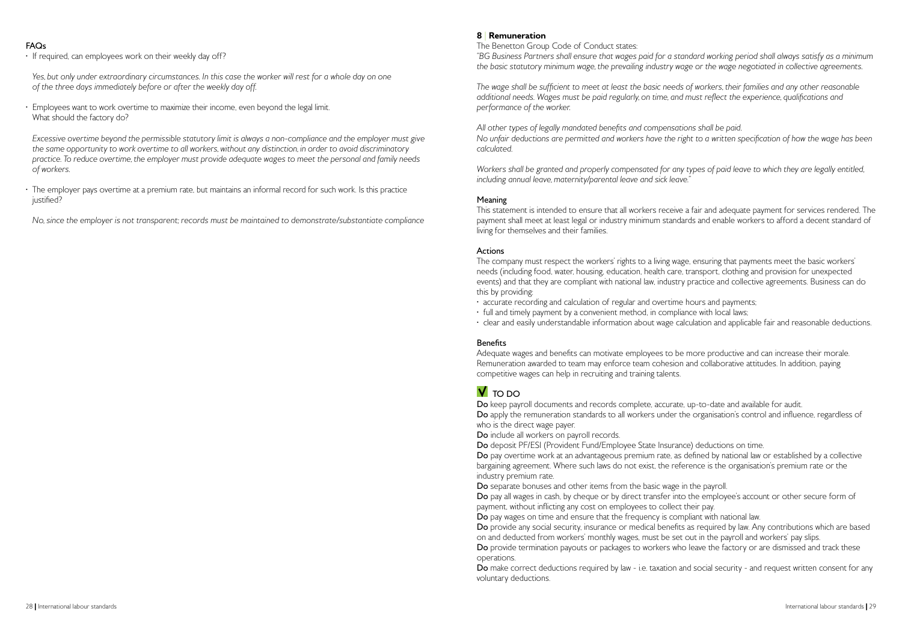### FAQs

- If required, can employees work on their weekly day off?

  *Yes, but only under extraordinary circumstances. In this case the worker will rest for a whole day on one of the three days immediately before or after the weekly day off.*

- Employees want to work overtime to maximize their income, even beyond the legal limit. What should the factory do?

  *Excessive overtime beyond the permissible statutory limit is always a non-compliance and the employer must give the same opportunity to work overtime to all workers, without any distinction, in order to avoid discriminatory practice. To reduce overtime, the employer must provide adequate wages to meet the personal and family needs of workers.*

- The employer pays overtime at a premium rate, but maintains an informal record for such work. Is this practice justified?

  *No, since the employer is not transparent; records must be maintained to demonstrate/substantiate compliance*

## 8 | Remuneration

The Benetton Group Code of Conduct states:

*"BG Business Partners shall ensure that wages paid for a standard working period shall always satisfy as a minimum the basic statutory minimum wage, the prevailing industry wage or the wage negotiated in collective agreements.*

*The wage shall be sufficient to meet at least the basic needs of workers, their families and any other reasonable additional needs. Wages must be paid regularly, on time, and must reflect the experience, qualifications and performance of the worker.*

*All other types of legally mandated benefits and compensations shall be paid.*
*No unfair deductions are permitted and workers have the right to a written specification of how the wage has been calculated.*

*Workers shall be granted and properly compensated for any types of paid leave to which they are legally entitled, including annual leave, maternity/parental leave and sick leave."*

### Meaning

This statement is intended to ensure that all workers receive a fair and adequate payment for services rendered. The payment shall meet at least legal or industry minimum standards and enable workers to afford a decent standard of living for themselves and their families.

### Actions

The company must respect the workers' rights to a living wage, ensuring that payments meet the basic workers' needs (including food, water, housing, education, health care, transport, clothing and provision for unexpected events) and that they are compliant with national law, industry practice and collective agreements. Business can do this by providing:

- accurate recording and calculation of regular and overtime hours and payments;
- full and timely payment by a convenient method, in compliance with local laws;
- clear and easily understandable information about wage calculation and applicable fair and reasonable deductions.

### Benefits

Adequate wages and benefits can motivate employees to be more productive and can increase their morale. Remuneration awarded to team may enforce team cohesion and collaborative attitudes. In addition, paying competitive wages can help in recruiting and training talents.

### TO DO

**Do** keep payroll documents and records complete, accurate, up-to-date and available for audit.
**Do** apply the remuneration standards to all workers under the organisation's control and influence, regardless of who is the direct wage payer.
**Do** include all workers on payroll records.
**Do** deposit PF/ESI (Provident Fund/Employee State Insurance) deductions on time.
**Do** pay overtime work at an advantageous premium rate, as defined by national law or established by a collective bargaining agreement. Where such laws do not exist, the reference is the organisation's premium rate or the industry premium rate.
**Do** separate bonuses and other items from the basic wage in the payroll.
**Do** pay all wages in cash, by cheque or by direct transfer into the employee's account or other secure form of payment, without inflicting any cost on employees to collect their pay.
**Do** pay wages on time and ensure that the frequency is compliant with national law.
**Do** provide any social security, insurance or medical benefits as required by law. Any contributions which are based on and deducted from workers' monthly wages, must be set out in the payroll and workers' pay slips.
**Do** provide termination payouts or packages to workers who leave the factory or are dismissed and track these operations.
**Do** make correct deductions required by law - i.e. taxation and social security - and request written consent for any voluntary deductions.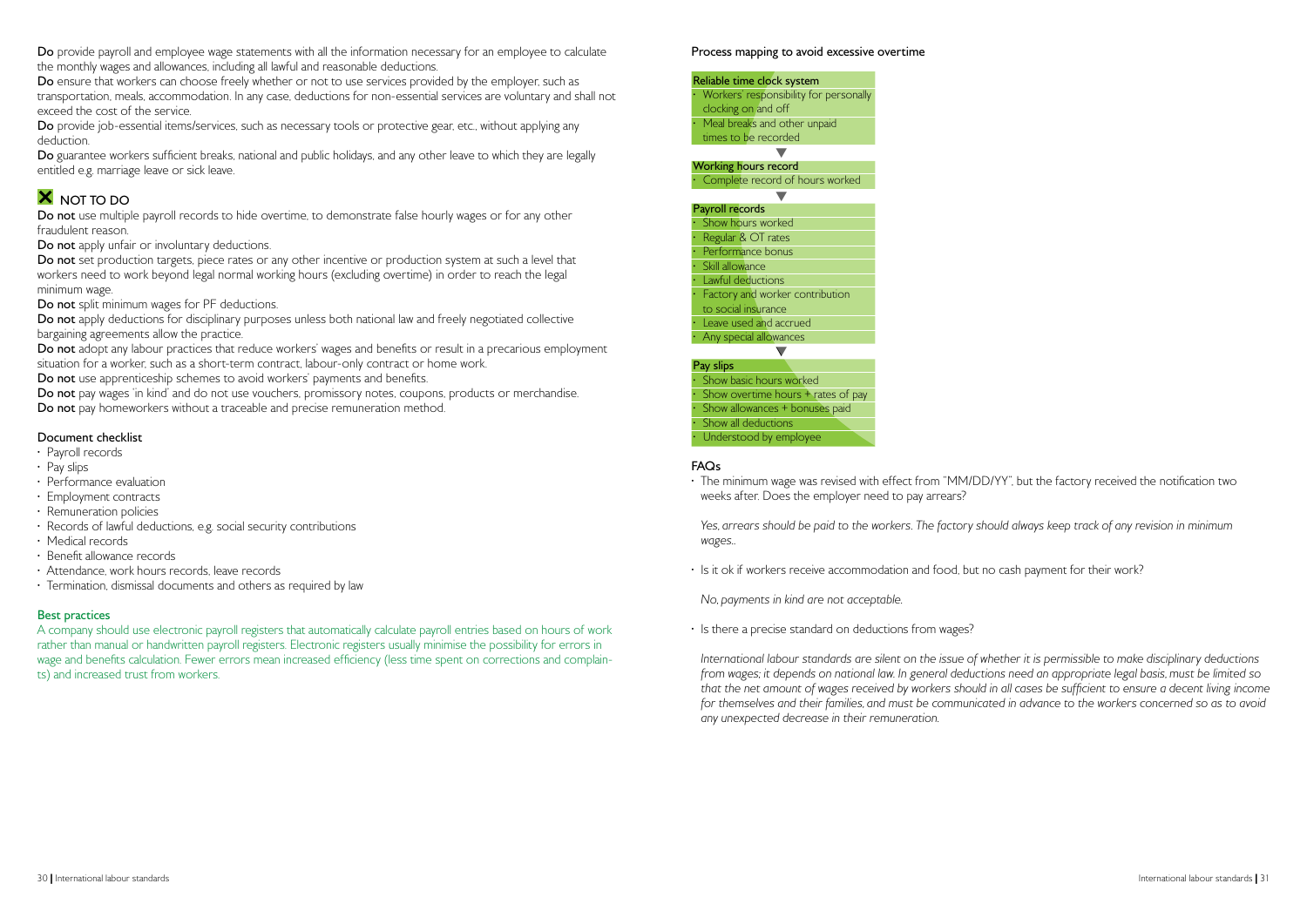**Do** provide payroll and employee wage statements with all the information necessary for an employee to calculate the monthly wages and allowances, including all lawful and reasonable deductions.

**Do** ensure that workers can choose freely whether or not to use services provided by the employer, such as transportation, meals, accommodation. In any case, deductions for non-essential services are voluntary and shall not exceed the cost of the service.

**Do** provide job-essential items/services, such as necessary tools or protective gear, etc., without applying any deduction.

**Do** guarantee workers sufficient breaks, national and public holidays, and any other leave to which they are legally entitled e.g. marriage leave or sick leave.

## NOT TO DO

**Do not** use multiple payroll records to hide overtime, to demonstrate false hourly wages or for any other fraudulent reason.

**Do not** apply unfair or involuntary deductions.

**Do not** set production targets, piece rates or any other incentive or production system at such a level that workers need to work beyond legal normal working hours (excluding overtime) in order to reach the legal minimum wage.

**Do not** split minimum wages for PF deductions.

**Do not** apply deductions for disciplinary purposes unless both national law and freely negotiated collective bargaining agreements allow the practice.

**Do not** adopt any labour practices that reduce workers' wages and benefits or result in a precarious employment situation for a worker, such as a short-term contract, labour-only contract or home work.

**Do not** use apprenticeship schemes to avoid workers' payments and benefits.

**Do not** pay wages 'in kind' and do not use vouchers, promissory notes, coupons, products or merchandise.

**Do not** pay homeworkers without a traceable and precise remuneration method.

### Document checklist

- Payroll records
- Pay slips
- Performance evaluation
- Employment contracts
- Remuneration policies
- Records of lawful deductions, e.g. social security contributions
- Medical records
- Benefit allowance records
- Attendance, work hours records, leave records
- Termination, dismissal documents and others as required by law

### Best practices

A company should use electronic payroll registers that automatically calculate payroll entries based on hours of work rather than manual or handwritten payroll registers. Electronic registers usually minimise the possibility for errors in wage and benefits calculation. Fewer errors mean increased efficiency (less time spent on corrections and complaints) and increased trust from workers.

### Process mapping to avoid excessive overtime

**Reliable time clock system**
- Workers' responsibility for personally clocking on and off
- Meal breaks and other unpaid times to be recorded

▼

**Working hours record**
- Complete record of hours worked

▼

**Payroll records**
- Show hours worked
- Regular & OT rates
- Performance bonus
- Skill allowance
- Lawful deductions
- Factory and worker contribution to social insurance
- Leave used and accrued
- Any special allowances

▼

**Pay slips**
- Show basic hours worked
- Show overtime hours + rates of pay
- Show allowances + bonuses paid
- Show all deductions
- Understood by employee

### FAQs

- The minimum wage was revised with effect from "MM/DD/YY", but the factory received the notification two weeks after. Does the employer need to pay arrears?

  *Yes, arrears should be paid to the workers. The factory should always keep track of any revision in minimum wages..*

- Is it ok if workers receive accommodation and food, but no cash payment for their work?

  *No, payments in kind are not acceptable.*

- Is there a precise standard on deductions from wages?

  *International labour standards are silent on the issue of whether it is permissible to make disciplinary deductions from wages; it depends on national law. In general deductions need an appropriate legal basis, must be limited so that the net amount of wages received by workers should in all cases be sufficient to ensure a decent living income for themselves and their families, and must be communicated in advance to the workers concerned so as to avoid any unexpected decrease in their remuneration.*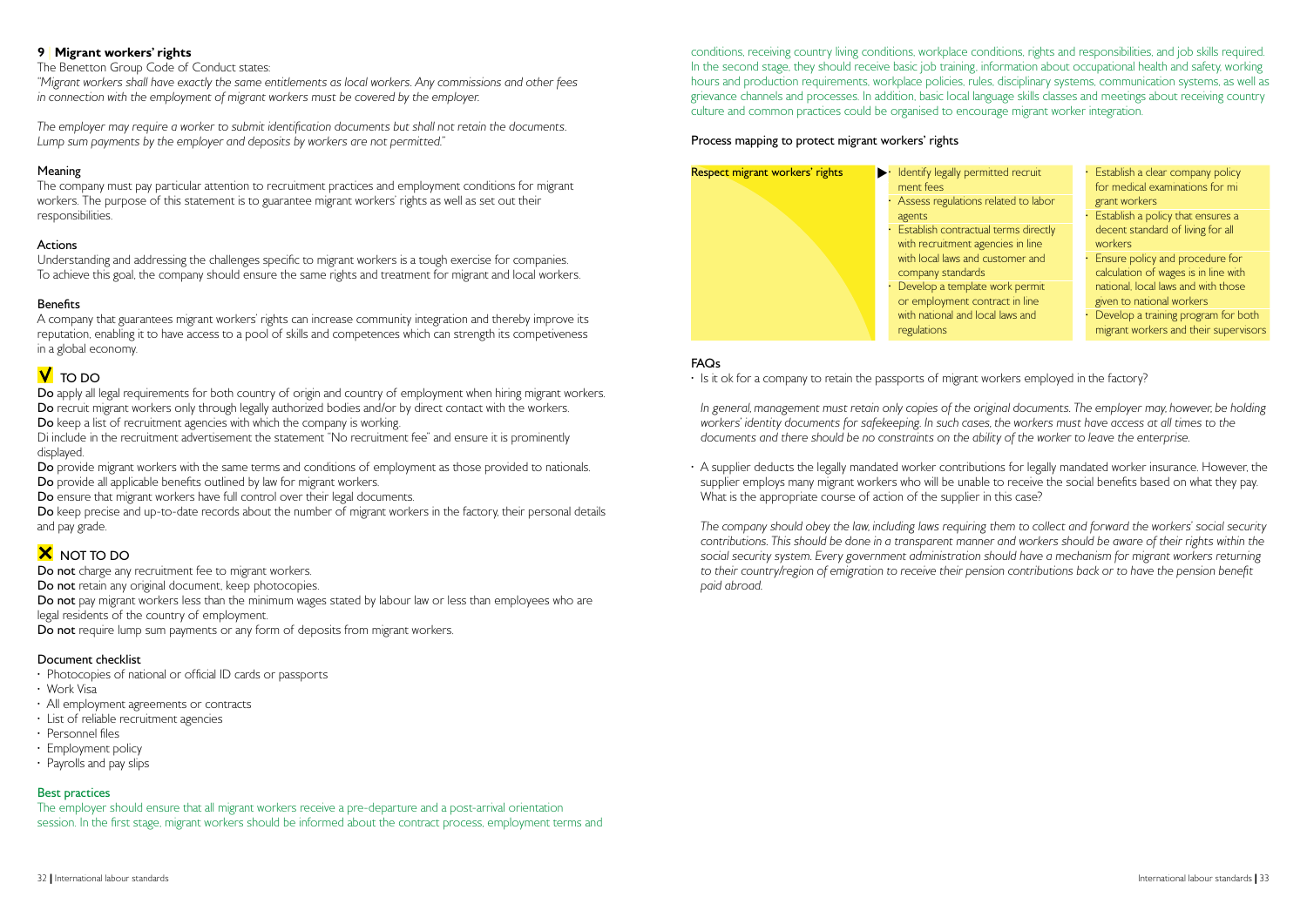## 9 Migrant workers' rights

The Benetton Group Code of Conduct states:

*"Migrant workers shall have exactly the same entitlements as local workers. Any commissions and other fees in connection with the employment of migrant workers must be covered by the employer.*

*The employer may require a worker to submit identification documents but shall not retain the documents. Lump sum payments by the employer and deposits by workers are not permitted."*

### Meaning

The company must pay particular attention to recruitment practices and employment conditions for migrant workers. The purpose of this statement is to guarantee migrant workers' rights as well as set out their responsibilities.

### Actions

Understanding and addressing the challenges specific to migrant workers is a tough exercise for companies. To achieve this goal, the company should ensure the same rights and treatment for migrant and local workers.

### Benefits

A company that guarantees migrant workers' rights can increase community integration and thereby improve its reputation, enabling it to have access to a pool of skills and competences which can strength its competiveness in a global economy.

### ✓ TO DO

**Do** apply all legal requirements for both country of origin and country of employment when hiring migrant workers.
**Do** recruit migrant workers only through legally authorized bodies and/or by direct contact with the workers.
**Do** keep a list of recruitment agencies with which the company is working.
Di include in the recruitment advertisement the statement "No recruitment fee" and ensure it is prominently displayed.
**Do** provide migrant workers with the same terms and conditions of employment as those provided to nationals.
**Do** provide all applicable benefits outlined by law for migrant workers.
**Do** ensure that migrant workers have full control over their legal documents.
**Do** keep precise and up-to-date records about the number of migrant workers in the factory, their personal details and pay grade.

### ✗ NOT TO DO

**Do not** charge any recruitment fee to migrant workers.
**Do not** retain any original document, keep photocopies.
**Do not** pay migrant workers less than the minimum wages stated by labour law or less than employees who are legal residents of the country of employment.
**Do not** require lump sum payments or any form of deposits from migrant workers.

### Document checklist

- Photocopies of national or official ID cards or passports
- Work Visa
- All employment agreements or contracts
- List of reliable recruitment agencies
- Personnel files
- Employment policy
- Payrolls and pay slips

### Best practices

The employer should ensure that all migrant workers receive a pre-departure and a post-arrival orientation session. In the first stage, migrant workers should be informed about the contract process, employment terms and conditions, receiving country living conditions, workplace conditions, rights and responsibilities, and job skills required. In the second stage, they should receive basic job training, information about occupational health and safety, working hours and production requirements, workplace policies, rules, disciplinary systems, communication systems, as well as grievance channels and processes. In addition, basic local language skills classes and meetings about receiving country culture and common practices could be organised to encourage migrant worker integration.

### Process mapping to protect migrant workers' rights

**Respect migrant workers' rights**

- Identify legally permitted recruit ment fees
- Assess regulations related to labor agents
- Establish contractual terms directly with recruitment agencies in line with local laws and customer and company standards
- Develop a template work permit or employment contract in line with national and local laws and regulations
- Establish a clear company policy for medical examinations for mi grant workers
- Establish a policy that ensures a decent standard of living for all workers
- Ensure policy and procedure for calculation of wages is in line with national, local laws and with those given to national workers
- Develop a training program for both migrant workers and their supervisors

### FAQs

- Is it ok for a company to retain the passports of migrant workers employed in the factory?

  *In general, management must retain only copies of the original documents. The employer may, however, be holding workers' identity documents for safekeeping. In such cases, the workers must have access at all times to the documents and there should be no constraints on the ability of the worker to leave the enterprise.*

- A supplier deducts the legally mandated worker contributions for legally mandated worker insurance. However, the supplier employs many migrant workers who will be unable to receive the social benefits based on what they pay. What is the appropriate course of action of the supplier in this case?

  *The company should obey the law, including laws requiring them to collect and forward the workers' social security contributions. This should be done in a transparent manner and workers should be aware of their rights within the social security system. Every government administration should have a mechanism for migrant workers returning to their country/region of emigration to receive their pension contributions back or to have the pension benefit paid abroad.*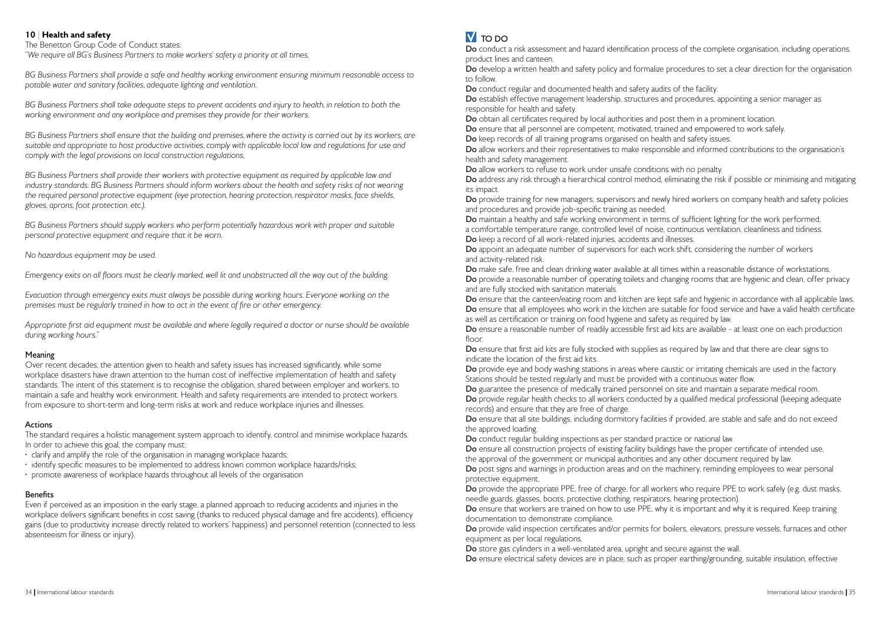## 10 | Health and safety

The Benetton Group Code of Conduct states:

*"We require all BG's Business Partners to make workers' safety a priority at all times.*

*BG Business Partners shall provide a safe and healthy working environment ensuring minimum reasonable access to potable water and sanitary facilities, adequate lighting and ventilation.*

*BG Business Partners shall take adequate steps to prevent accidents and injury to health, in relation to both the working environment and any workplace and premises they provide for their workers.*

*BG Business Partners shall ensure that the building and premises, where the activity is carried out by its workers, are suitable and appropriate to host productive activities, comply with applicable local law and regulations for use and comply with the legal provisions on local construction regulations.*

*BG Business Partners shall provide their workers with protective equipment as required by applicable law and industry standards. BG Business Partners should inform workers about the health and safety risks of not wearing the required personal protective equipment (eye protection, hearing protection, respirator masks, face shields, gloves, aprons, foot protection, etc.).*

*BG Business Partners should supply workers who perform potentially hazardous work with proper and suitable personal protective equipment and require that it be worn.*

*No hazardous equipment may be used.*

*Emergency exits on all floors must be clearly marked, well lit and unobstructed all the way out of the building.*

*Evacuation through emergency exits must always be possible during working hours. Everyone working on the premises must be regularly trained in how to act in the event of fire or other emergency.*

*Appropriate first aid equipment must be available and where legally required a doctor or nurse should be available during working hours."*

### Meaning

Over recent decades, the attention given to health and safety issues has increased significantly, while some workplace disasters have drawn attention to the human cost of ineffective implementation of health and safety standards. The intent of this statement is to recognise the obligation, shared between employer and workers, to maintain a safe and healthy work environment. Health and safety requirements are intended to protect workers from exposure to short-term and long-term risks at work and reduce workplace injuries and illnesses.

### Actions

The standard requires a holistic management system approach to identify, control and minimise workplace hazards. In order to achieve this goal, the company must:

- clarify and amplify the role of the organisation in managing workplace hazards;
- identify specific measures to be implemented to address known common workplace hazards/risks;
- promote awareness of workplace hazards throughout all levels of the organisation

### Benefits

Even if perceived as an imposition in the early stage, a planned approach to reducing accidents and injuries in the workplace delivers significant benefits in cost saving (thanks to reduced physical damage and fire accidents), efficiency gains (due to productivity increase directly related to workers' happiness) and personnel retention (connected to less absenteeism for illness or injury).

### TO DO

**Do** conduct a risk assessment and hazard identification process of the complete organisation, including operations, product lines and canteen.
**Do** develop a written health and safety policy and formalize procedures to set a clear direction for the organisation to follow.
**Do** conduct regular and documented health and safety audits of the facility.
**Do** establish effective management leadership, structures and procedures, appointing a senior manager as responsible for health and safety.
**Do** obtain all certificates required by local authorities and post them in a prominent location.
**Do** ensure that all personnel are competent, motivated, trained and empowered to work safely.
**Do** keep records of all training programs organised on health and safety issues.
**Do** allow workers and their representatives to make responsible and informed contributions to the organisation's health and safety management.
**Do** allow workers to refuse to work under unsafe conditions with no penalty.
**Do** address any risk through a hierarchical control method, eliminating the risk if possible or minimising and mitigating its impact.
**Do** provide training for new managers, supervisors and newly hired workers on company health and safety policies and procedures and provide job-specific training as needed.
**Do** maintain a healthy and safe working environment in terms of sufficient lighting for the work performed, a comfortable temperature range, controlled level of noise, continuous ventilation, cleanliness and tidiness.
**Do** keep a record of all work-related injuries, accidents and illnesses.
**Do** appoint an adequate number of supervisors for each work shift, considering the number of workers and activity-related risk.
**Do** make safe, free and clean drinking water available at all times within a reasonable distance of workstations.
**Do** provide a reasonable number of operating toilets and changing rooms that are hygienic and clean, offer privacy and are fully stocked with sanitation materials.
**Do** ensure that the canteen/eating room and kitchen are kept safe and hygienic in accordance with all applicable laws.
**Do** ensure that all employees who work in the kitchen are suitable for food service and have a valid health certificate as well as certification or training on food hygiene and safety as required by law.
**Do** ensure a reasonable number of readily accessible first aid kits are available - at least one on each production floor.
**Do** ensure that first aid kits are fully stocked with supplies as required by law and that there are clear signs to indicate the location of the first aid kits.
**Do** provide eye and body washing stations in areas where caustic or irritating chemicals are used in the factory. Stations should be tested regularly and must be provided with a continuous water flow.
**Do** guarantee the presence of medically trained personnel on site and maintain a separate medical room.
**Do** provide regular health checks to all workers conducted by a qualified medical professional (keeping adequate records) and ensure that they are free of charge.
**Do** ensure that all site buildings, including dormitory facilities if provided, are stable and safe and do not exceed the approved loading.
**Do** conduct regular building inspections as per standard practice or national law.
**Do** ensure all construction projects of existing facility buildings have the proper certificate of intended use, the approval of the government or municipal authorities and any other document required by law.
**Do** post signs and warnings in production areas and on the machinery, reminding employees to wear personal protective equipment.
**Do** provide the appropriate PPE, free of charge, for all workers who require PPE to work safely (e.g. dust masks, needle guards, glasses, boots, protective clothing, respirators, hearing protection).
**Do** ensure that workers are trained on how to use PPE, why it is important and why it is required. Keep training documentation to demonstrate compliance.
**Do** provide valid inspection certificates and/or permits for boilers, elevators, pressure vessels, furnaces and other equipment as per local regulations.
**Do** store gas cylinders in a well-ventilated area, upright and secure against the wall.
**Do** ensure electrical safety devices are in place, such as proper earthing/grounding, suitable insulation, effective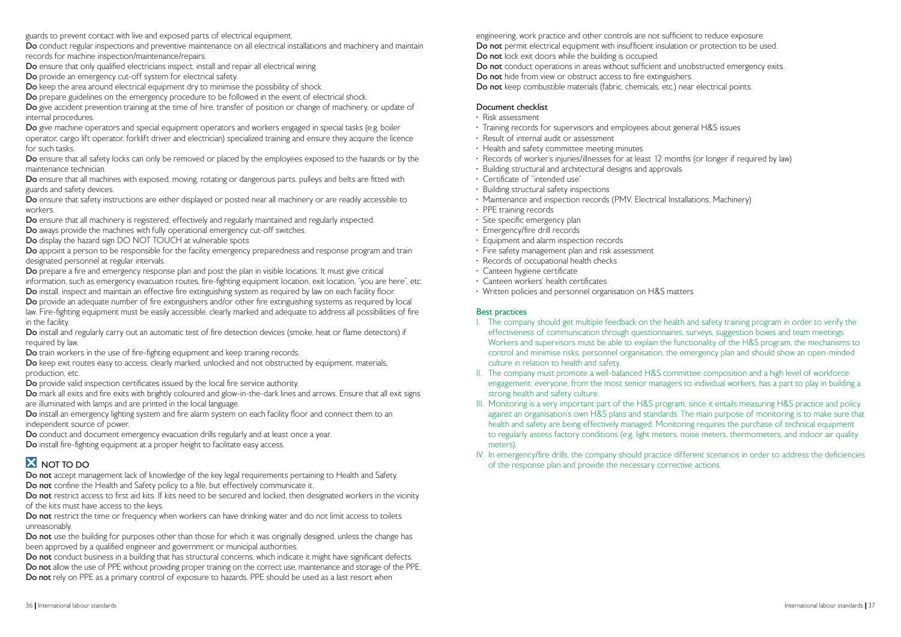guards to prevent contact with live and exposed parts of electrical equipment.

**Do** conduct regular inspections and preventive maintenance on all electrical installations and machinery and maintain records for machine inspection/maintenance/repairs.

**Do** ensure that only qualified electricians inspect, install and repair all electrical wiring.

**Do** provide an emergency cut-off system for electrical safety.

**Do** keep the area around electrical equipment dry to minimise the possibility of shock.

**Do** prepare guidelines on the emergency procedure to be followed in the event of electrical shock.

**Do** give accident prevention training at the time of hire, transfer of position or change of machinery, or update of internal procedures.

**Do** give machine operators and special equipment operators and workers engaged in special tasks (e.g. boiler operator, cargo lift operator, forklift driver and electrician) specialized training and ensure they acquire the licence for such tasks.

**Do** ensure that all safety locks can only be removed or placed by the employees exposed to the hazards or by the maintenance technician.

**Do** ensure that all machines with exposed, moving, rotating or dangerous parts, pulleys and belts are fitted with guards and safety devices.

**Do** ensure that safety instructions are either displayed or posted near all machinery or are readily accessible to workers.

**Do** ensure that all machinery is registered, effectively and regularly maintained and regularly inspected.

**Do** aways provide the machines with fully operational emergency cut-off switches.

**Do** display the hazard sign DO NOT TOUCH at vulnerable spots

**Do** appoint a person to be responsible for the facility emergency preparedness and response program and train designated personnel at regular intervals.

**Do** prepare a fire and emergency response plan and post the plan in visible locations. It must give critical information, such as emergency evacuation routes, fire-fighting equipment location, exit location, "you are here", etc.

**Do** install, inspect and maintain an effective fire extinguishing system as required by law on each facility floor.

**Do** provide an adequate number of fire extinguishers and/or other fire extinguishing systems as required by local law. Fire-fighting equipment must be easily accessible, clearly marked and adequate to address all possibilities of fire in the facility.

**Do** install and regularly carry out an automatic test of fire detection devices (smoke, heat or flame detectors) if required by law.

**Do** train workers in the use of fire-fighting equipment and keep training records.

**Do** keep exit routes easy to access, clearly marked, unlocked and not obstructed by equipment, materials, production, etc.

**Do** provide valid inspection certificates issued by the local fire service authority.

**Do** mark all exits and fire exits with brightly coloured and glow-in-the-dark lines and arrows. Ensure that all exit signs are illuminated with lamps and are printed in the local language.

**Do** install an emergency lighting system and fire alarm system on each facility floor and connect them to an independent source of power.

**Do** conduct and document emergency evacuation drills regularly and at least once a year.

**Do** install fire-fighting equipment at a proper height to facilitate easy access.

## NOT TO DO

**Do not** accept management lack of knowledge of the key legal requirements pertaining to Health and Safety.

**Do not** confine the Health and Safety policy to a file, but effectively communicate it.

**Do not** restrict access to first aid kits. If kits need to be secured and locked, then designated workers in the vicinity of the kits must have access to the keys.

**Do not** restrict the time or frequency when workers can have drinking water and do not limit access to toilets unreasonably.

**Do not** use the building for purposes other than those for which it was originally designed, unless the change has been approved by a qualified engineer and government or municipal authorities.

**Do not** conduct business in a building that has structural concerns, which indicate it might have significant defects.

**Do not** allow the use of PPE without providing proper training on the correct use, maintenance and storage of the PPE.

**Do not** rely on PPE as a primary control of exposure to hazards. PPE should be used as a last resort when engineering, work practice and other controls are not sufficient to reduce exposure.

**Do not** permit electrical equipment with insufficient insulation or protection to be used.

**Do not** lock exit doors while the building is occupied.

**Do not** conduct operations in areas without sufficient and unobstructed emergency exits.

**Do not** hide from view or obstruct access to fire extinguishers.

**Do not** keep combustible materials (fabric, chemicals, etc.) near electrical points.

### Document checklist

- Risk assessment
- Training records for supervisors and employees about general H&S issues
- Result of internal audit or assessment
- Health and safety committee meeting minutes
- Records of worker's injuries/illnesses for at least 12 months (or longer if required by law)
- Building structural and architectural designs and approvals
- Certificate of "intended use"
- Building structural safety inspections
- Maintenance and inspection records (PMV, Electrical Installations, Machinery)
- PPE training records
- Site specific emergency plan
- Emergency/fire drill records
- Equipment and alarm inspection records
- Fire safety management plan and risk assessment
- Records of occupational health checks
- Canteen hygiene certificate
- Canteen workers' health certificates
- Written policies and personnel organisation on H&S matters

### Best practices

I. The company should get multiple feedback on the health and safety training program in order to verify the effectiveness of communication through questionnaires, surveys, suggestion boxes and team meetings. Workers and supervisors must be able to explain the functionality of the H&S program, the mechanisms to control and minimise risks, personnel organisation, the emergency plan and should show an open-minded culture in relation to health and safety.

II. The company must promote a well-balanced H&S committee composition and a high level of workforce engagement: everyone, from the most senior managers to individual workers, has a part to play in building a strong health and safety culture.

III. Monitoring is a very important part of the H&S program, since it entails measuring H&S practice and policy against an organisation's own H&S plans and standards. The main purpose of monitoring is to make sure that health and safety are being effectively managed. Monitoring requires the purchase of technical equipment to regularly assess factory conditions (e.g. light meters, noise meters, thermometers, and indoor air quality meters).

IV. In emergency/fire drills, the company should practice different scenarios in order to address the deficiencies of the response plan and provide the necessary corrective actions.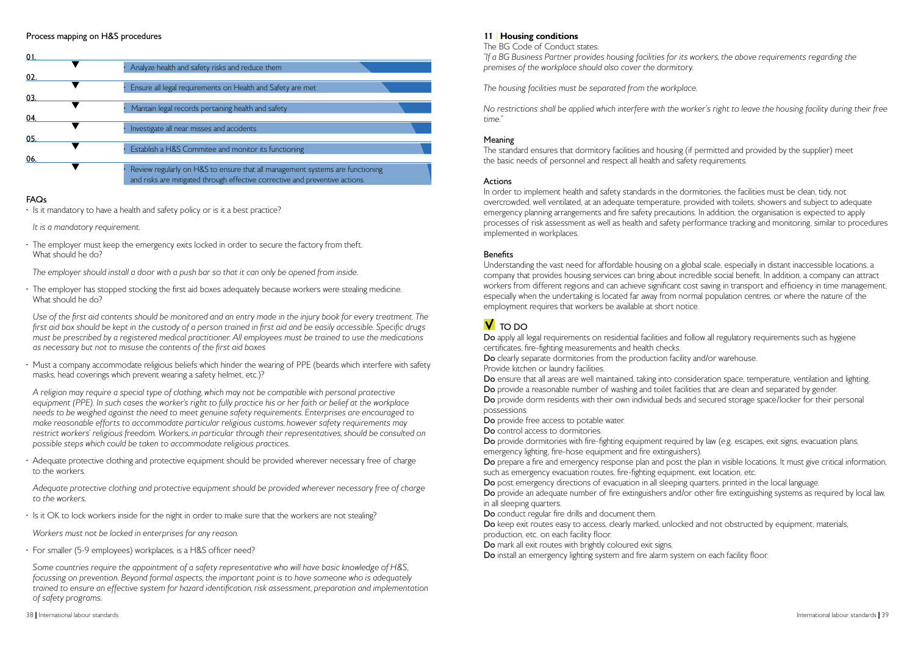## Process mapping on H&S procedures

01. • Analyze health and safety risks and reduce them

02. • Ensure all legal requirements on Health and Safety are met

03. • Mantain legal records pertaining health and safety

04. • Investigate all near misses and accidents

05. • Establish a H&S Commitee and monitor its functioning

06. • Review regularly on H&S to ensure that all management systems are functioning and risks are mitigated through effective corrective and preventive actions.

## FAQs

- Is it mandatory to have a health and safety policy or is it a best practice?

  *It is a mandatory requirement.*

- The employer must keep the emergency exits locked in order to secure the factory from theft. What should he do?

  *The employer should install a door with a push bar so that it can only be opened from inside.*

- The employer has stopped stocking the first aid boxes adequately because workers were stealing medicine. What should he do?

  *Use of the first aid contents should be monitored and an entry made in the injury book for every treatment. The first aid box should be kept in the custody of a person trained in first aid and be easily accessible. Specific drugs must be prescribed by a registered medical practitioner. All employees must be trained to use the medications as necessary but not to misuse the contents of the first aid boxes*

- Must a company accommodate religious beliefs which hinder the wearing of PPE (beards which interfere with safety masks, head coverings which prevent wearing a safety helmet, etc.)?

  *A religion may require a special type of clothing, which may not be compatible with personal protective equipment (PPE). In such cases the worker's right to fully practice his or her faith or belief at the workplace needs to be weighed against the need to meet genuine safety requirements. Enterprises are encouraged to make reasonable efforts to accommodate particular religious customs, however safety requirements may restrict workers' religious freedom. Workers, in particular through their representatives, should be consulted on possible steps which could be taken to accommodate religious practices.*

- Adequate protective clothing and protective equipment should be provided wherever necessary free of charge to the workers.

  *Adequate protective clothing and protective equipment should be provided wherever necessary free of charge to the workers.*

- Is it OK to lock workers inside for the night in order to make sure that the workers are not stealing?

  *Workers must not be locked in enterprises for any reason.*

- For smaller (5-9 employees) workplaces, is a H&S officer need?

  *Some countries require the appointment of a safety representative who will have basic knowledge of H&S, focussing on prevention. Beyond formal aspects, the important point is to have someone who is adequately trained to ensure an effective system for hazard identification, risk assessment, preparation and implementation of safety programs.*

## 11 | Housing conditions

The BG Code of Conduct states:

*"If a BG Business Partner provides housing facilities for its workers, the above requirements regarding the premises of the workplace should also cover the dormitory.*

*The housing facilities must be separated from the workplace.*

*No restrictions shall be applied which interfere with the worker's right to leave the housing facility during their free time."*

### Meaning

The standard ensures that dormitory facilities and housing (if permitted and provided by the supplier) meet the basic needs of personnel and respect all health and safety requirements.

### Actions

In order to implement health and safety standards in the dormitories, the facilities must be clean, tidy, not overcrowded, well ventilated, at an adequate temperature, provided with toilets, showers and subject to adequate emergency planning arrangements and fire safety precautions. In addition, the organisation is expected to apply processes of risk assessment as well as health and safety performance tracking and monitoring, similar to procedures implemented in workplaces.

### Benefits

Understanding the vast need for affordable housing on a global scale, especially in distant inaccessible locations, a company that provides housing services can bring about incredible social benefit. In addition, a company can attract workers from different regions and can achieve significant cost saving in transport and efficiency in time management, especially when the undertaking is located far away from normal population centres, or where the nature of the employment requires that workers be available at short notice.

### TO DO

**Do** apply all legal requirements on residential facilities and follow all regulatory requirements such as hygiene certificates, fire-fighting measurements and health checks.

**Do** clearly separate dormitories from the production facility and/or warehouse.

Provide kitchen or laundry facilities.

**Do** ensure that all areas are well maintained, taking into consideration space, temperature, ventilation and lighting.

**Do** provide a reasonable number of washing and toilet facilities that are clean and separated by gender.

**Do** provide dorm residents with their own individual beds and secured storage space/locker for their personal possessions.

**Do** provide free access to potable water.

**Do** control access to dormitories.

**Do** provide dormitories with fire-fighting equipment required by law (e.g. escapes, exit signs, evacuation plans, emergency lighting, fire-hose equipment and fire extinguishers).

**Do** prepare a fire and emergency response plan and post the plan in visible locations. It must give critical information, such as emergency evacuation routes, fire-fighting equipment, exit location, etc.

**Do** post emergency directions of evacuation in all sleeping quarters, printed in the local language.

**Do** provide an adequate number of fire extinguishers and/or other fire extinguishing systems as required by local law, in all sleeping quarters.

**Do** conduct regular fire drills and document them.

**Do** keep exit routes easy to access, clearly marked, unlocked and not obstructed by equipment, materials, production, etc. on each facility floor.

**Do** mark all exit routes with brightly coloured exit signs.

**Do** install an emergency lighting system and fire alarm system on each facility floor.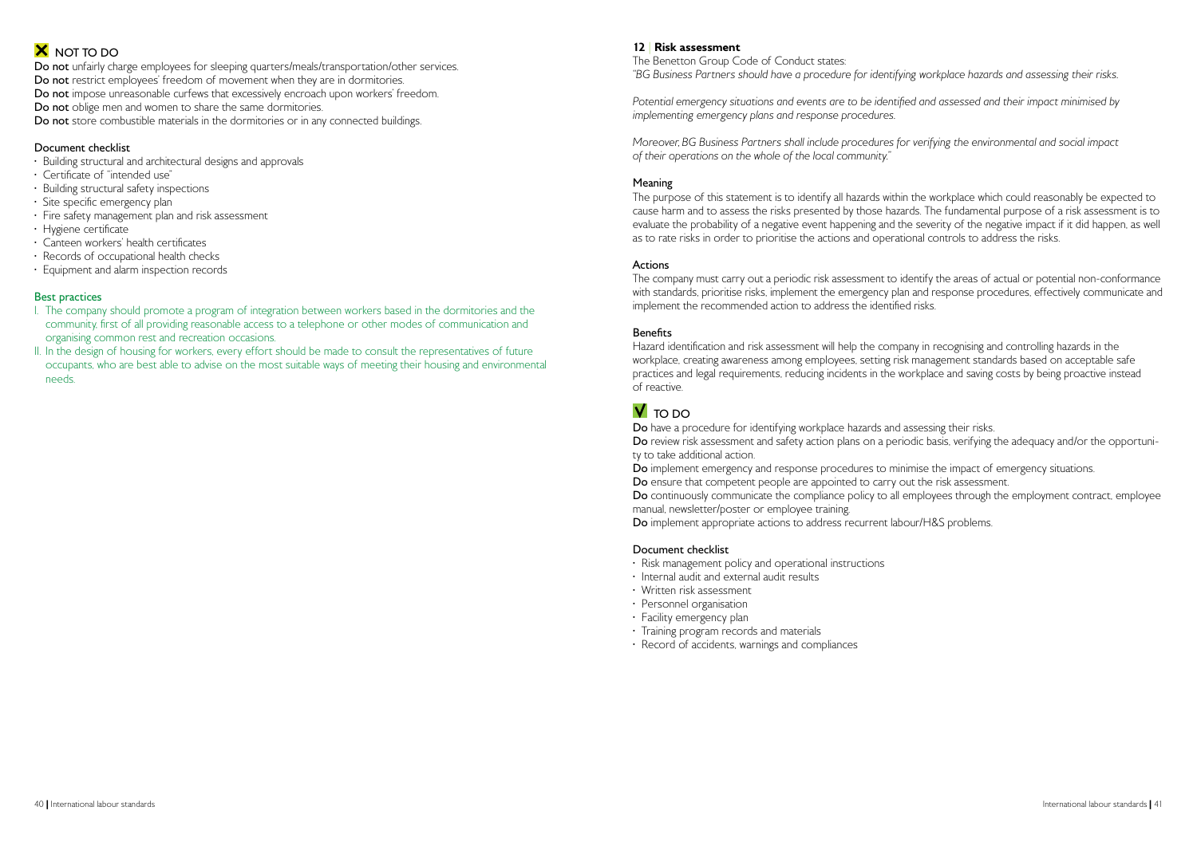## ✗ NOT TO DO

**Do not** unfairly charge employees for sleeping quarters/meals/transportation/other services.
**Do not** restrict employees' freedom of movement when they are in dormitories.
**Do not** impose unreasonable curfews that excessively encroach upon workers' freedom.
**Do not** oblige men and women to share the same dormitories.
**Do not** store combustible materials in the dormitories or in any connected buildings.

### Document checklist

- Building structural and architectural designs and approvals
- Certificate of "intended use"
- Building structural safety inspections
- Site specific emergency plan
- Fire safety management plan and risk assessment
- Hygiene certificate
- Canteen workers' health certificates
- Records of occupational health checks
- Equipment and alarm inspection records

### Best practices

I. The company should promote a program of integration between workers based in the dormitories and the community, first of all providing reasonable access to a telephone or other modes of communication and organising common rest and recreation occasions.

II. In the design of housing for workers, every effort should be made to consult the representatives of future occupants, who are best able to advise on the most suitable ways of meeting their housing and environmental needs.

## 12 | Risk assessment

The Benetton Group Code of Conduct states:

*"BG Business Partners should have a procedure for identifying workplace hazards and assessing their risks.*

*Potential emergency situations and events are to be identified and assessed and their impact minimised by implementing emergency plans and response procedures.*

*Moreover, BG Business Partners shall include procedures for verifying the environmental and social impact of their operations on the whole of the local community."*

### Meaning

The purpose of this statement is to identify all hazards within the workplace which could reasonably be expected to cause harm and to assess the risks presented by those hazards. The fundamental purpose of a risk assessment is to evaluate the probability of a negative event happening and the severity of the negative impact if it did happen, as well as to rate risks in order to prioritise the actions and operational controls to address the risks.

### Actions

The company must carry out a periodic risk assessment to identify the areas of actual or potential non-conformance with standards, prioritise risks, implement the emergency plan and response procedures, effectively communicate and implement the recommended action to address the identified risks.

### Benefits

Hazard identification and risk assessment will help the company in recognising and controlling hazards in the workplace, creating awareness among employees, setting risk management standards based on acceptable safe practices and legal requirements, reducing incidents in the workplace and saving costs by being proactive instead of reactive.

## ✓ TO DO

**Do** have a procedure for identifying workplace hazards and assessing their risks.
**Do** review risk assessment and safety action plans on a periodic basis, verifying the adequacy and/or the opportunity to take additional action.
**Do** implement emergency and response procedures to minimise the impact of emergency situations.
**Do** ensure that competent people are appointed to carry out the risk assessment.
**Do** continuously communicate the compliance policy to all employees through the employment contract, employee manual, newsletter/poster or employee training.
**Do** implement appropriate actions to address recurrent labour/H&S problems.

### Document checklist

- Risk management policy and operational instructions
- Internal audit and external audit results
- Written risk assessment
- Personnel organisation
- Facility emergency plan
- Training program records and materials
- Record of accidents, warnings and compliances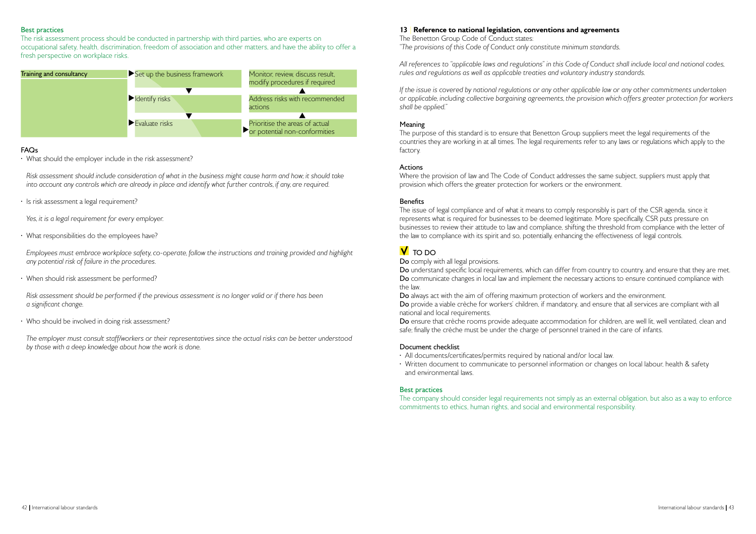### Best practices

The risk assessment process should be conducted in partnership with third parties, who are experts on occupational safety, health, discrimination, freedom of association and other matters, and have the ability to offer a fresh perspective on workplace risks.

| Training and consultancy | | |
|---|---|---|
| | ▶ Set up the business framework ▼ | Monitor, review, discuss result, modify procedures if required |
| | ▶ Identify risks ▼ | Address risks with recommended actions ▲ |
| | ▶ Evaluate risks | ▶ Prioritise the areas of actual or potential non-conformities ▲ |

### FAQs

- What should the employer include in the risk assessment?

  *Risk assessment should include consideration of what in the business might cause harm and how; it should take into account any controls which are already in place and identify what further controls, if any, are required.*

- Is risk assessment a legal requirement?

  *Yes, it is a legal requirement for every employer.*

- What responsibilities do the employees have?

  *Employees must embrace workplace safety, co-operate, follow the instructions and training provided and highlight any potential risk of failure in the procedures.*

- When should risk assessment be performed?

  *Risk assessment should be performed if the previous assessment is no longer valid or if there has been a significant change.*

- Who should be involved in doing risk assessment?

  *The employer must consult staff/workers or their representatives since the actual risks can be better understood by those with a deep knowledge about how the work is done.*

## 13 | Reference to national legislation, conventions and agreements

The Benetton Group Code of Conduct states:

*"The provisions of this Code of Conduct only constitute minimum standards.*

*All references to "applicable laws and regulations" in this Code of Conduct shall include local and national codes, rules and regulations as well as applicable treaties and voluntary industry standards.*

*If the issue is covered by national regulations or any other applicable law or any other commitments undertaken or applicable, including collective bargaining agreements, the provision which offers greater protection for workers shall be applied."*

### Meaning

The purpose of this standard is to ensure that Benetton Group suppliers meet the legal requirements of the countries they are working in at all times. The legal requirements refer to any laws or regulations which apply to the factory.

### Actions

Where the provision of law and The Code of Conduct addresses the same subject, suppliers must apply that provision which offers the greater protection for workers or the environment.

### Benefits

The issue of legal compliance and of what it means to comply responsibly is part of the CSR agenda, since it represents what is required for businesses to be deemed legitimate. More specifically, CSR puts pressure on businesses to review their attitude to law and compliance, shifting the threshold from compliance with the letter of the law to compliance with its spirit and so, potentially, enhancing the effectiveness of legal controls.

### V TO DO

**Do** comply with all legal provisions.
**Do** understand specific local requirements, which can differ from country to country, and ensure that they are met.
**Do** communicate changes in local law and implement the necessary actions to ensure continued compliance with the law.
**Do** always act with the aim of offering maximum protection of workers and the environment.
**Do** provide a viable crèche for workers' children, if mandatory, and ensure that all services are compliant with all national and local requirements.
**Do** ensure that crèche rooms provide adequate accommodation for children, are well lit, well ventilated, clean and safe; finally the crèche must be under the charge of personnel trained in the care of infants.

### Document checklist

- All documents/certificates/permits required by national and/or local law.
- Written document to communicate to personnel information or changes on local labour, health & safety and environmental laws.

### Best practices

The company should consider legal requirements not simply as an external obligation, but also as a way to enforce commitments to ethics, human rights, and social and environmental responsibility.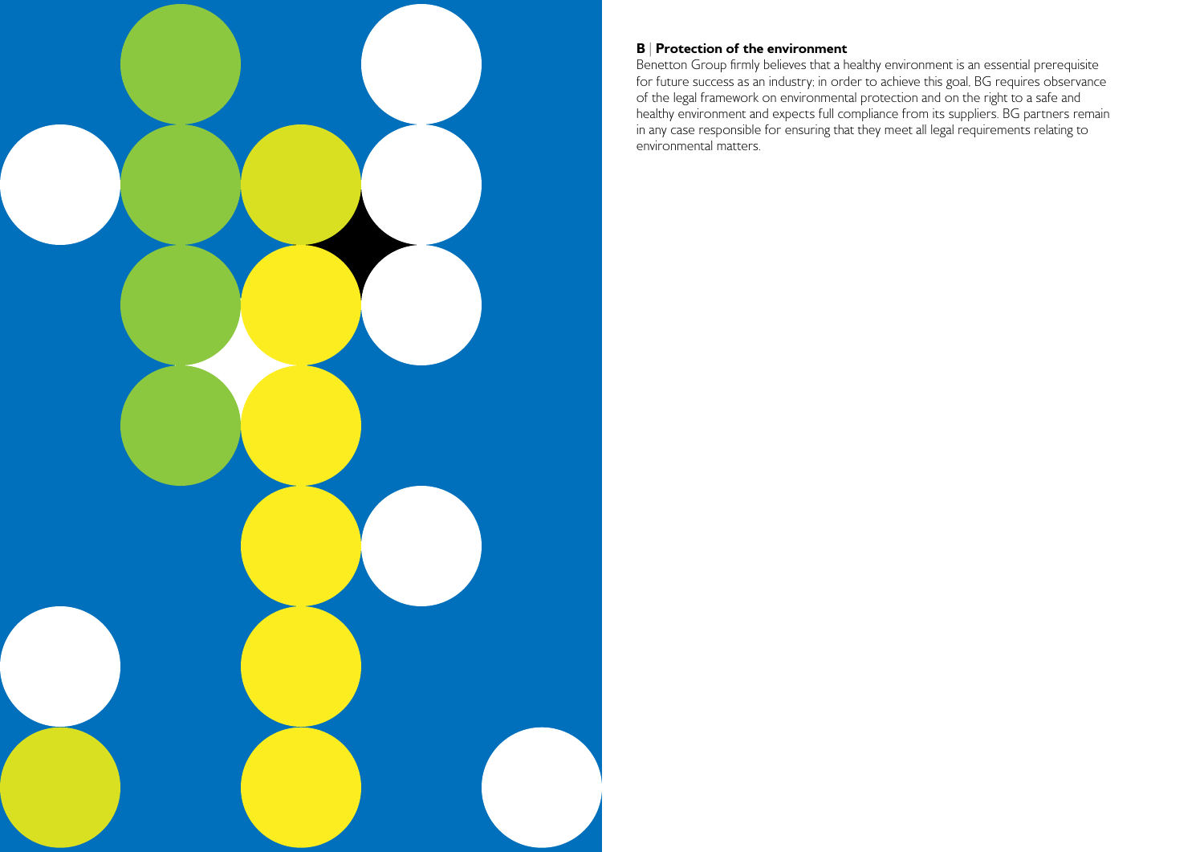## B | Protection of the environment

Benetton Group firmly believes that a healthy environment is an essential prerequisite for future success as an industry; in order to achieve this goal, BG requires observance of the legal framework on environmental protection and on the right to a safe and healthy environment and expects full compliance from its suppliers. BG partners remain in any case responsible for ensuring that they meet all legal requirements relating to environmental matters.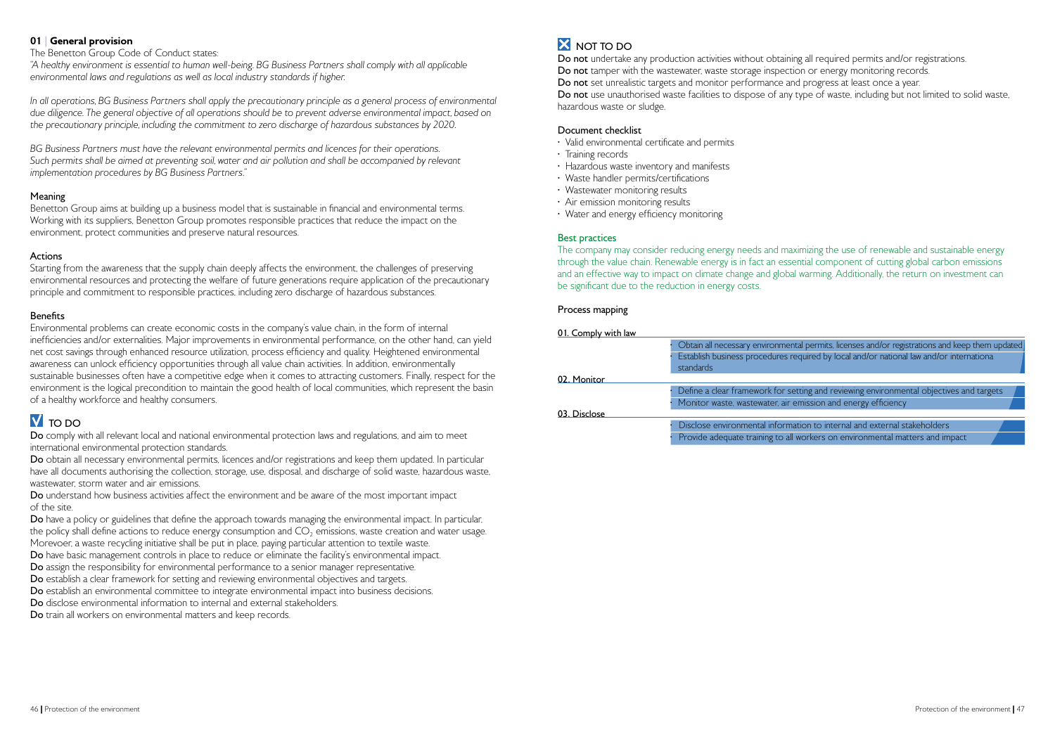## 01 | General provision

The Benetton Group Code of Conduct states:

*"A healthy environment is essential to human well-being. BG Business Partners shall comply with all applicable environmental laws and regulations as well as local industry standards if higher.*

*In all operations, BG Business Partners shall apply the precautionary principle as a general process of environmental due diligence. The general objective of all operations should be to prevent adverse environmental impact, based on the precautionary principle, including the commitment to zero discharge of hazardous substances by 2020.*

*BG Business Partners must have the relevant environmental permits and licences for their operations. Such permits shall be aimed at preventing soil, water and air pollution and shall be accompanied by relevant implementation procedures by BG Business Partners."*

### Meaning

Benetton Group aims at building up a business model that is sustainable in financial and environmental terms. Working with its suppliers, Benetton Group promotes responsible practices that reduce the impact on the environment, protect communities and preserve natural resources.

### Actions

Starting from the awareness that the supply chain deeply affects the environment, the challenges of preserving environmental resources and protecting the welfare of future generations require application of the precautionary principle and commitment to responsible practices, including zero discharge of hazardous substances.

### Benefits

Environmental problems can create economic costs in the company's value chain, in the form of internal inefficiencies and/or externalities. Major improvements in environmental performance, on the other hand, can yield net cost savings through enhanced resource utilization, process efficiency and quality. Heightened environmental awareness can unlock efficiency opportunities through all value chain activities. In addition, environmentally sustainable businesses often have a competitive edge when it comes to attracting customers. Finally, respect for the environment is the logical precondition to maintain the good health of local communities, which represent the basin of a healthy workforce and healthy consumers.

## TO DO

**Do** comply with all relevant local and national environmental protection laws and regulations, and aim to meet international environmental protection standards.

**Do** obtain all necessary environmental permits, licences and/or registrations and keep them updated. In particular have all documents authorising the collection, storage, use, disposal, and discharge of solid waste, hazardous waste, wastewater, storm water and air emissions.

**Do** understand how business activities affect the environment and be aware of the most important impact of the site.

**Do** have a policy or guidelines that define the approach towards managing the environmental impact. In particular, the policy shall define actions to reduce energy consumption and $CO_2$ emissions, waste creation and water usage. Morevoer, a waste recycling initiative shall be put in place, paying particular attention to textile waste.

**Do** have basic management controls in place to reduce or eliminate the facility's environmental impact.

**Do** assign the responsibility for environmental performance to a senior manager representative.

**Do** establish a clear framework for setting and reviewing environmental objectives and targets.

**Do** establish an environmental committee to integrate environmental impact into business decisions.

**Do** disclose environmental information to internal and external stakeholders.

**Do** train all workers on environmental matters and keep records.

## NOT TO DO

**Do not** undertake any production activities without obtaining all required permits and/or registrations.

**Do not** tamper with the wastewater, waste storage inspection or energy monitoring records.

**Do not** set unrealistic targets and monitor performance and progress at least once a year.

**Do not** use unauthorised waste facilities to dispose of any type of waste, including but not limited to solid waste, hazardous waste or sludge.

### Document checklist

- Valid environmental certificate and permits
- Training records
- Hazardous waste inventory and manifests
- Waste handler permits/certifications
- Wastewater monitoring results
- Air emission monitoring results
- Water and energy efficiency monitoring

### Best practices

The company may consider reducing energy needs and maximizing the use of renewable and sustainable energy through the value chain. Renewable energy is in fact an essential component of cutting global carbon emissions and an effective way to impact on climate change and global warming. Additionally, the return on investment can be significant due to the reduction in energy costs.

### Process mapping

| Step | Actions |
|---|---|
| 01. Comply with law | • Obtain all necessary environmental permits, licenses and/or registrations and keep them updated<br>• Establish business procedures required by local and/or national law and/or internationa standards |
| 02. Monitor | • Define a clear framework for setting and reviewing environmental objectives and targets<br>• Monitor waste, wastewater, air emission and energy efficiency |
| 03. Disclose | • Disclose environmental information to internal and external stakeholders<br>• Provide adequate training to all workers on environmental matters and impact |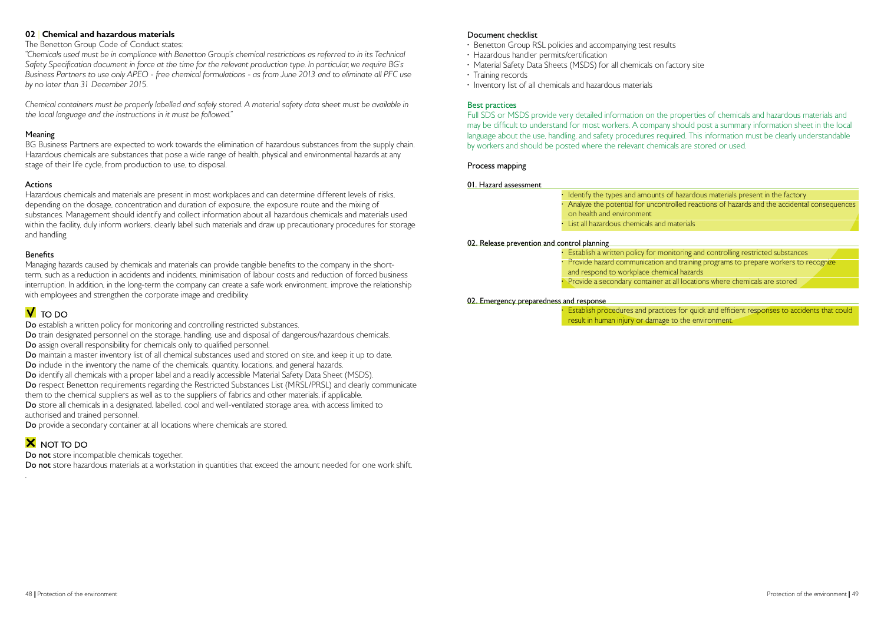## 02 | Chemical and hazardous materials

The Benetton Group Code of Conduct states:

*"Chemicals used must be in compliance with Benetton Group's chemical restrictions as referred to in its Technical Safety Specification document in force at the time for the relevant production type. In particular, we require BG's Business Partners to use only APEO - free chemical formulations - as from June 2013 and to eliminate all PFC use by no later than 31 December 2015.*

*Chemical containers must be properly labelled and safely stored. A material safety data sheet must be available in the local language and the instructions in it must be followed."*

### Meaning

BG Business Partners are expected to work towards the elimination of hazardous substances from the supply chain. Hazardous chemicals are substances that pose a wide range of health, physical and environmental hazards at any stage of their life cycle, from production to use, to disposal.

### Actions

Hazardous chemicals and materials are present in most workplaces and can determine different levels of risks, depending on the dosage, concentration and duration of exposure, the exposure route and the mixing of substances. Management should identify and collect information about all hazardous chemicals and materials used within the facility, duly inform workers, clearly label such materials and draw up precautionary procedures for storage and handling.

### Benefits

Managing hazards caused by chemicals and materials can provide tangible benefits to the company in the short-term, such as a reduction in accidents and incidents, minimisation of labour costs and reduction of forced business interruption. In addition, in the long-term the company can create a safe work environment, improve the relationship with employees and strengthen the corporate image and credibility.

### TO DO

**Do** establish a written policy for monitoring and controlling restricted substances.
**Do** train designated personnel on the storage, handling, use and disposal of dangerous/hazardous chemicals.
**Do** assign overall responsibility for chemicals only to qualified personnel.
**Do** maintain a master inventory list of all chemical substances used and stored on site, and keep it up to date.
**Do** include in the inventory the name of the chemicals, quantity, locations, and general hazards.
**Do** identify all chemicals with a proper label and a readily accessible Material Safety Data Sheet (MSDS).
**Do** respect Benetton requirements regarding the Restricted Substances List (MRSL/PRSL) and clearly communicate them to the chemical suppliers as well as to the suppliers of fabrics and other materials, if applicable.
**Do** store all chemicals in a designated, labelled, cool and well-ventilated storage area, with access limited to authorised and trained personnel.
**Do** provide a secondary container at all locations where chemicals are stored.

### NOT TO DO

**Do not** store incompatible chemicals together.
**Do not** store hazardous materials at a workstation in quantities that exceed the amount needed for one work shift.

### Document checklist

- Benetton Group RSL policies and accompanying test results
- Hazardous handler permits/certification
- Material Safety Data Sheets (MSDS) for all chemicals on factory site
- Training records
- Inventory list of all chemicals and hazardous materials

### Best practices

Full SDS or MSDS provide very detailed information on the properties of chemicals and hazardous materials and may be difficult to understand for most workers. A company should post a summary information sheet in the local language about the use, handling, and safety procedures required. This information must be clearly understandable by workers and should be posted where the relevant chemicals are stored or used.

### Process mapping

**01. Hazard assessment**

- Identify the types and amounts of hazardous materials present in the factory
- Analyze the potential for uncontrolled reactions of hazards and the accidental consequences on health and environment
- List all hazardous chemicals and materials

**02. Release prevention and control planning**

- Establish a written policy for monitoring and controlling restricted substances
- Provide hazard communication and training programs to prepare workers to recognize and respond to workplace chemical hazards
- Provide a secondary container at all locations where chemicals are stored

**02. Emergency preparedness and response**

- Establish procedures and practices for quick and efficient responses to accidents that could result in human injury or damage to the environment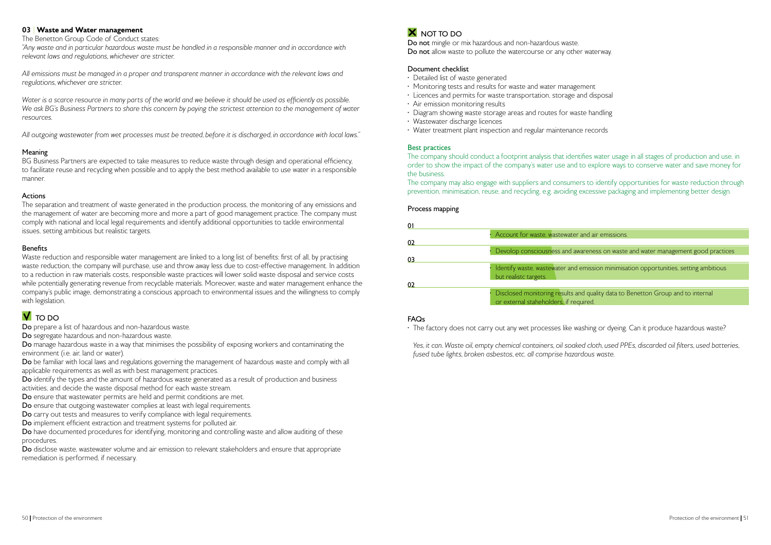## 03 | Waste and Water management

The Benetton Group Code of Conduct states:

*"Any waste and in particular hazardous waste must be handled in a responsible manner and in accordance with relevant laws and regulations, whichever are stricter.*

*All emissions must be managed in a proper and transparent manner in accordance with the relevant laws and regulations, whichever are stricter.*

*Water is a scarce resource in many parts of the world and we believe it should be used as efficiently as possible. We ask BG's Business Partners to share this concern by paying the strictest attention to the management of water resources.*

*All outgoing wastewater from wet processes must be treated, before it is discharged, in accordance with local laws."*

### Meaning

BG Business Partners are expected to take measures to reduce waste through design and operational efficiency, to facilitate reuse and recycling when possible and to apply the best method available to use water in a responsible manner.

### Actions

The separation and treatment of waste generated in the production process, the monitoring of any emissions and the management of water are becoming more and more a part of good management practice. The company must comply with national and local legal requirements and identify additional opportunities to tackle environmental issues, setting ambitious but realistic targets.

### Benefits

Waste reduction and responsible water management are linked to a long list of benefits: first of all, by practising waste reduction, the company will purchase, use and throw away less due to cost-effective management. In addition to a reduction in raw materials costs, responsible waste practices will lower solid waste disposal and service costs while potentially generating revenue from recyclable materials. Moreover, waste and water management enhance the company's public image, demonstrating a conscious approach to environmental issues and the willingness to comply with legislation.

### ✔ TO DO

**Do** prepare a list of hazardous and non-hazardous waste.
**Do** segregate hazardous and non-hazardous waste.
**Do** manage hazardous waste in a way that minimises the possibility of exposing workers and contaminating the environment (i.e. air, land or water).
**Do** be familiar with local laws and regulations governing the management of hazardous waste and comply with all applicable requirements as well as with best management practices.
**Do** identify the types and the amount of hazardous waste generated as a result of production and business activities, and decide the waste disposal method for each waste stream.
**Do** ensure that wastewater permits are held and permit conditions are met.
**Do** ensure that outgoing wastewater complies at least with legal requirements.
**Do** carry out tests and measures to verify compliance with legal requirements.
**Do** implement efficient extraction and treatment systems for polluted air.
**Do** have documented procedures for identifying, monitoring and controlling waste and allow auditing of these procedures.
**Do** disclose waste, wastewater volume and air emission to relevant stakeholders and ensure that appropriate remediation is performed, if necessary.

### ✘ NOT TO DO

**Do not** mingle or mix hazardous and non-hazardous waste.
**Do not** allow waste to pollute the watercourse or any other waterway.

### Document checklist

- Detailed list of waste generated
- Monitoring tests and results for waste and water management
- Licences and permits for waste transportation, storage and disposal
- Air emission monitoring results
- Diagram showing waste storage areas and routes for waste handling
- Wastewater discharge licences
- Water treatment plant inspection and regular maintenance records

### Best practices

The company should conduct a footprint analysis that identifies water usage in all stages of production and use, in order to show the impact of the company's water use and to explore ways to conserve water and save money for the business.

The company may also engage with suppliers and consumers to identify opportunities for waste reduction through prevention, minimisation, reuse, and recycling, e.g. avoiding excessive packaging and implementing better design.

### Process mapping

**01**
- Account for waste, wastewater and air emissions.

**02**
- Devolop consciousness and awareness on waste and water management good practices

**03**
- Identify waste, wastewater and emission minimisation opportunities, setting ambitious but realistc targets.

**02**
- Disclosed monitoring results and quality data to Benetton Group and to internal or external staheholders, if required.

### FAQs

- The factory does not carry out any wet processes like washing or dyeing. Can it produce hazardous waste?

  *Yes, it can. Waste oil, empty chemical containers, oil soaked cloth, used PPEs, discarded oil filters, used batteries, fused tube lights, broken asbestos, etc. all comprise hazardous waste.*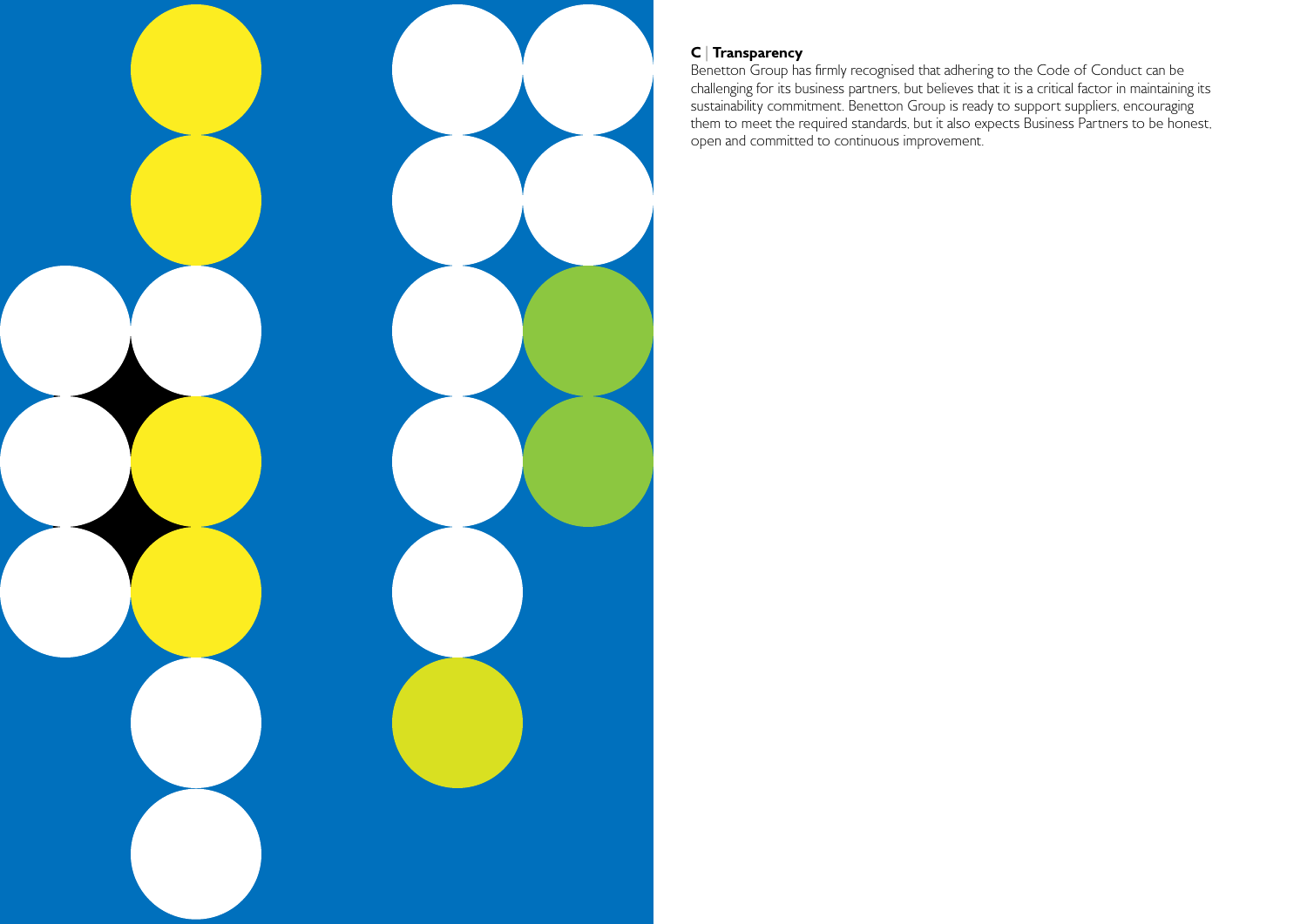## C | Transparency

Benetton Group has firmly recognised that adhering to the Code of Conduct can be challenging for its business partners, but believes that it is a critical factor in maintaining its sustainability commitment. Benetton Group is ready to support suppliers, encouraging them to meet the required standards, but it also expects Business Partners to be honest, open and committed to continuous improvement.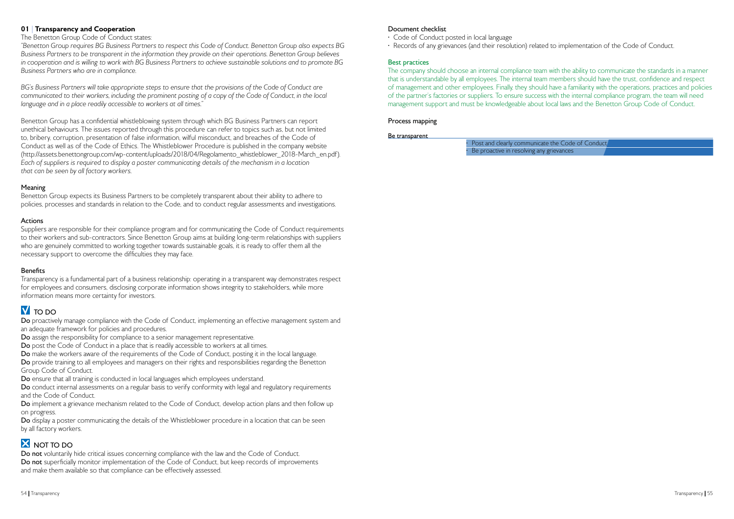## 01 | Transparency and Cooperation

The Benetton Group Code of Conduct states:

*"Benetton Group requires BG Business Partners to respect this Code of Conduct. Benetton Group also expects BG Business Partners to be transparent in the information they provide on their operations. Benetton Group believes in cooperation and is willing to work with BG Business Partners to achieve sustainable solutions and to promote BG Business Partners who are in compliance.*

*BG's Business Partners will take appropriate steps to ensure that the provisions of the Code of Conduct are communicated to their workers, including the prominent posting of a copy of the Code of Conduct, in the local language and in a place readily accessible to workers at all times."*

Benetton Group has a confidential whistleblowing system through which BG Business Partners can report unethical behaviours. The issues reported through this procedure can refer to topics such as, but not limited to, bribery, corruption, presentation of false information, wilful misconduct, and breaches of the Code of Conduct as well as of the Code of Ethics. The Whistleblower Procedure is published in the company website (http://assets.benettongroup.com/wp-content/uploads/2018/04/Regolamento_whistleblower_2018-March_en.pdf). *Each of suppliers is required to display a poster communicating details of the mechanism in a location that can be seen by all factory workers.*

### Meaning

Benetton Group expects its Business Partners to be completely transparent about their ability to adhere to policies, processes and standards in relation to the Code, and to conduct regular assessments and investigations.

### Actions

Suppliers are responsible for their compliance program and for communicating the Code of Conduct requirements to their workers and sub-contractors. Since Benetton Group aims at building long-term relationships with suppliers who are genuinely committed to working together towards sustainable goals, it is ready to offer them all the necessary support to overcome the difficulties they may face.

### Benefits

Transparency is a fundamental part of a business relationship: operating in a transparent way demonstrates respect for employees and consumers, disclosing corporate information shows integrity to stakeholders, while more information means more certainty for investors.

### TO DO

**Do** proactively manage compliance with the Code of Conduct, implementing an effective management system and an adequate framework for policies and procedures.
**Do** assign the responsibility for compliance to a senior management representative.
**Do** post the Code of Conduct in a place that is readily accessible to workers at all times.
**Do** make the workers aware of the requirements of the Code of Conduct, posting it in the local language.
**Do** provide training to all employees and managers on their rights and responsibilities regarding the Benetton Group Code of Conduct.
**Do** ensure that all training is conducted in local languages which employees understand.
**Do** conduct internal assessments on a regular basis to verify conformity with legal and regulatory requirements and the Code of Conduct.
**Do** implement a grievance mechanism related to the Code of Conduct, develop action plans and then follow up on progress.
**Do** display a poster communicating the details of the Whistleblower procedure in a location that can be seen by all factory workers.

### NOT TO DO

**Do not** voluntarily hide critical issues concerning compliance with the law and the Code of Conduct.
**Do not** superficially monitor implementation of the Code of Conduct, but keep records of improvements and make them available so that compliance can be effectively assessed.

### Document checklist

- Code of Conduct posted in local language
- Records of any grievances (and their resolution) related to implementation of the Code of Conduct.

### Best practices

The company should choose an internal compliance team with the ability to communicate the standards in a manner that is understandable by all employees. The internal team members should have the trust, confidence and respect of management and other employees. Finally, they should have a familiarity with the operations, practices and policies of the partner's factories or suppliers. To ensure success with the internal compliance program, the team will need management support and must be knowledgeable about local laws and the Benetton Group Code of Conduct.

### Process mapping

**Be transparent**

- Post and clearly communicate the Code of Conduct
- Be proactive in resolving any grievances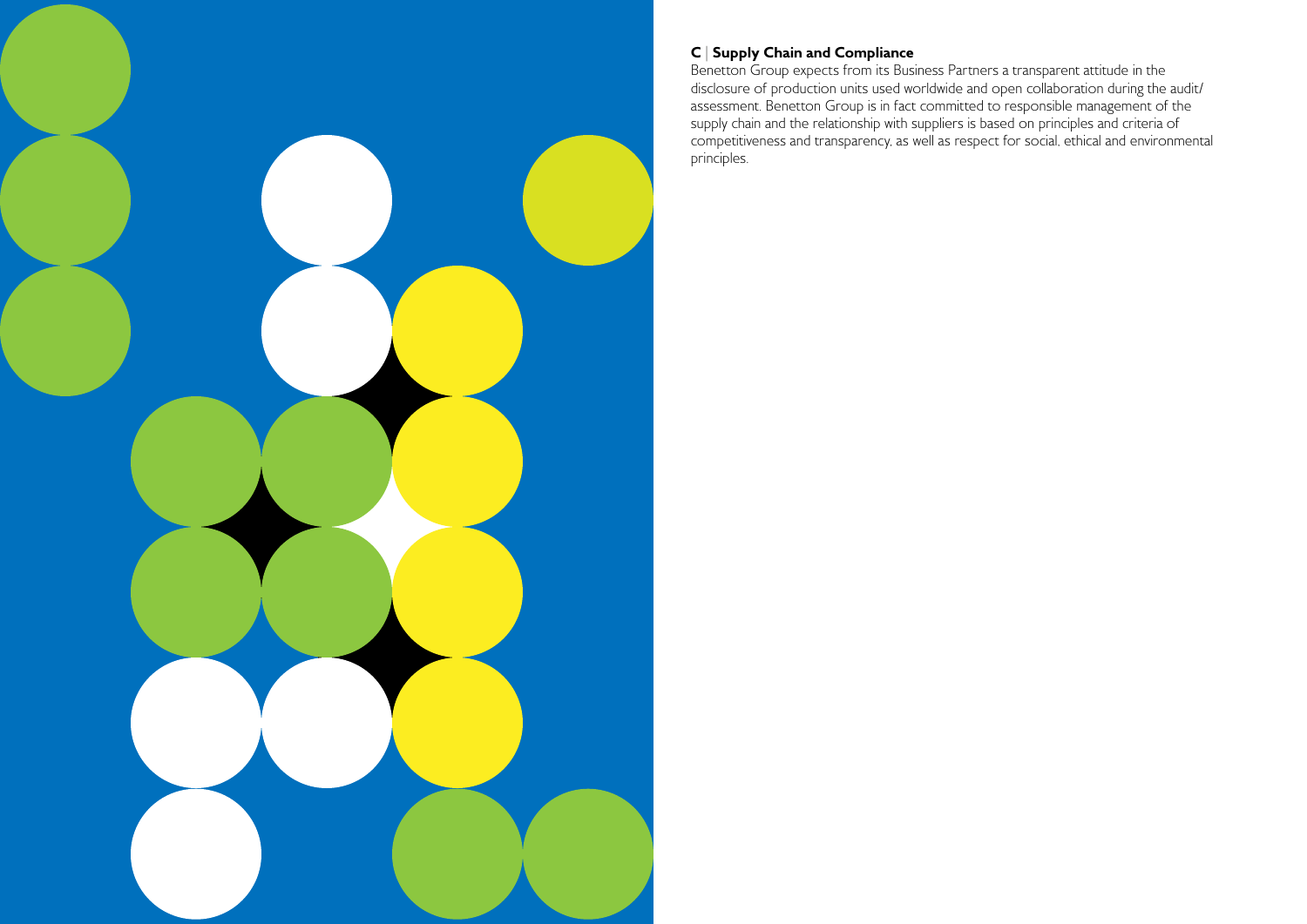## C | Supply Chain and Compliance

Benetton Group expects from its Business Partners a transparent attitude in the disclosure of production units used worldwide and open collaboration during the audit/assessment. Benetton Group is in fact committed to responsible management of the supply chain and the relationship with suppliers is based on principles and criteria of competitiveness and transparency, as well as respect for social, ethical and environmental principles.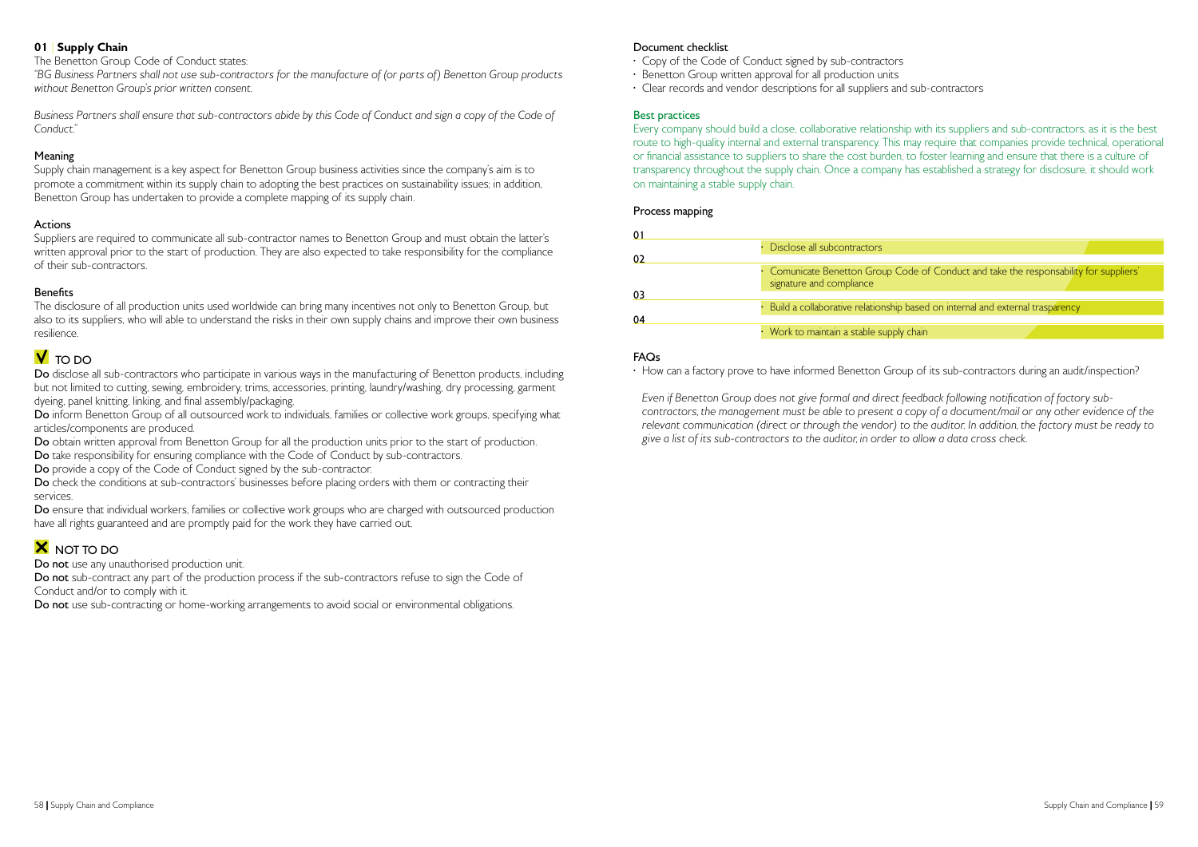## 01 | Supply Chain

The Benetton Group Code of Conduct states:

*"BG Business Partners shall not use sub-contractors for the manufacture of (or parts of) Benetton Group products without Benetton Group's prior written consent.*

*Business Partners shall ensure that sub-contractors abide by this Code of Conduct and sign a copy of the Code of Conduct."*

### Meaning

Supply chain management is a key aspect for Benetton Group business activities since the company's aim is to promote a commitment within its supply chain to adopting the best practices on sustainability issues; in addition, Benetton Group has undertaken to provide a complete mapping of its supply chain.

### Actions

Suppliers are required to communicate all sub-contractor names to Benetton Group and must obtain the latter's written approval prior to the start of production. They are also expected to take responsibility for the compliance of their sub-contractors.

### Benefits

The disclosure of all production units used worldwide can bring many incentives not only to Benetton Group, but also to its suppliers, who will able to understand the risks in their own supply chains and improve their own business resilience.

### TO DO

**Do** disclose all sub-contractors who participate in various ways in the manufacturing of Benetton products, including but not limited to cutting, sewing, embroidery, trims, accessories, printing, laundry/washing, dry processing, garment dyeing, panel knitting, linking, and final assembly/packaging.

**Do** inform Benetton Group of all outsourced work to individuals, families or collective work groups, specifying what articles/components are produced.

**Do** obtain written approval from Benetton Group for all the production units prior to the start of production.

**Do** take responsibility for ensuring compliance with the Code of Conduct by sub-contractors.

**Do** provide a copy of the Code of Conduct signed by the sub-contractor.

**Do** check the conditions at sub-contractors' businesses before placing orders with them or contracting their services.

**Do** ensure that individual workers, families or collective work groups who are charged with outsourced production have all rights guaranteed and are promptly paid for the work they have carried out.

### NOT TO DO

**Do not** use any unauthorised production unit.

**Do not** sub-contract any part of the production process if the sub-contractors refuse to sign the Code of Conduct and/or to comply with it.

**Do not** use sub-contracting or home-working arrangements to avoid social or environmental obligations.

### Document checklist

- Copy of the Code of Conduct signed by sub-contractors
- Benetton Group written approval for all production units
- Clear records and vendor descriptions for all suppliers and sub-contractors

### Best practices

Every company should build a close, collaborative relationship with its suppliers and sub-contractors, as it is the best route to high-quality internal and external transparency. This may require that companies provide technical, operational or financial assistance to suppliers to share the cost burden, to foster learning and ensure that there is a culture of transparency throughout the supply chain. Once a company has established a strategy for disclosure, it should work on maintaining a stable supply chain.

### Process mapping

| | |
|---|---|
| 01 | • Disclose all subcontractors |
| 02 | • Comunicate Benetton Group Code of Conduct and take the responsability for suppliers' signature and compliance |
| 03 | • Build a collaborative relationship based on internal and external trasparency |
| 04 | • Work to maintain a stable supply chain |

### FAQs

- How can a factory prove to have informed Benetton Group of its sub-contractors during an audit/inspection?

*Even if Benetton Group does not give formal and direct feedback following notification of factory sub-contractors, the management must be able to present a copy of a document/mail or any other evidence of the relevant communication (direct or through the vendor) to the auditor. In addition, the factory must be ready to give a list of its sub-contractors to the auditor, in order to allow a data cross check.*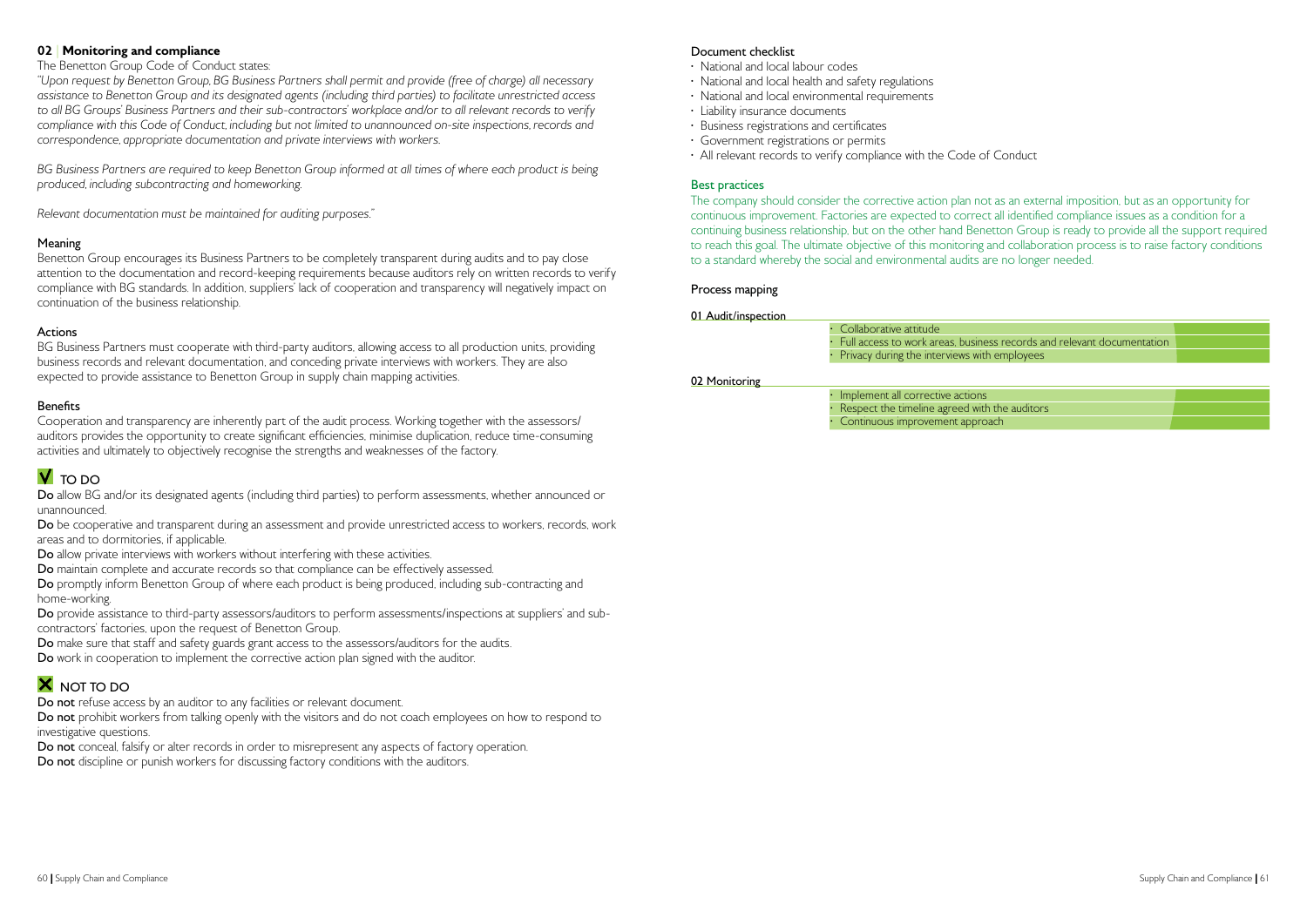## 02 | Monitoring and compliance

The Benetton Group Code of Conduct states:

*"Upon request by Benetton Group, BG Business Partners shall permit and provide (free of charge) all necessary assistance to Benetton Group and its designated agents (including third parties) to facilitate unrestricted access to all BG Groups' Business Partners and their sub-contractors' workplace and/or to all relevant records to verify compliance with this Code of Conduct, including but not limited to unannounced on-site inspections, records and correspondence, appropriate documentation and private interviews with workers.*

*BG Business Partners are required to keep Benetton Group informed at all times of where each product is being produced, including subcontracting and homeworking.*

*Relevant documentation must be maintained for auditing purposes."*

### Meaning

Benetton Group encourages its Business Partners to be completely transparent during audits and to pay close attention to the documentation and record-keeping requirements because auditors rely on written records to verify compliance with BG standards. In addition, suppliers' lack of cooperation and transparency will negatively impact on continuation of the business relationship.

### Actions

BG Business Partners must cooperate with third-party auditors, allowing access to all production units, providing business records and relevant documentation, and conceding private interviews with workers. They are also expected to provide assistance to Benetton Group in supply chain mapping activities.

### Benefits

Cooperation and transparency are inherently part of the audit process. Working together with the assessors/auditors provides the opportunity to create significant efficiencies, minimise duplication, reduce time-consuming activities and ultimately to objectively recognise the strengths and weaknesses of the factory.

### ✓ TO DO

**Do** allow BG and/or its designated agents (including third parties) to perform assessments, whether announced or unannounced.

**Do** be cooperative and transparent during an assessment and provide unrestricted access to workers, records, work areas and to dormitories, if applicable.

**Do** allow private interviews with workers without interfering with these activities.

**Do** maintain complete and accurate records so that compliance can be effectively assessed.

**Do** promptly inform Benetton Group of where each product is being produced, including sub-contracting and home-working.

**Do** provide assistance to third-party assessors/auditors to perform assessments/inspections at suppliers' and sub-contractors' factories, upon the request of Benetton Group.

**Do** make sure that staff and safety guards grant access to the assessors/auditors for the audits.

**Do** work in cooperation to implement the corrective action plan signed with the auditor.

### ✗ NOT TO DO

**Do not** refuse access by an auditor to any facilities or relevant document.

**Do not** prohibit workers from talking openly with the visitors and do not coach employees on how to respond to investigative questions.

**Do not** conceal, falsify or alter records in order to misrepresent any aspects of factory operation.

**Do not** discipline or punish workers for discussing factory conditions with the auditors.

### Document checklist

- National and local labour codes
- National and local health and safety regulations
- National and local environmental requirements
- Liability insurance documents
- Business registrations and certificates
- Government registrations or permits
- All relevant records to verify compliance with the Code of Conduct

### Best practices

The company should consider the corrective action plan not as an external imposition, but as an opportunity for continuous improvement. Factories are expected to correct all identified compliance issues as a condition for a continuing business relationship, but on the other hand Benetton Group is ready to provide all the support required to reach this goal. The ultimate objective of this monitoring and collaboration process is to raise factory conditions to a standard whereby the social and environmental audits are no longer needed.

### Process mapping

**01 Audit/inspection**

- Collaborative attitude
- Full access to work areas, business records and relevant documentation
- Privacy during the interviews with employees

**02 Monitoring**

- Implement all corrective actions
- Respect the timeline agreed with the auditors
- Continuous improvement approach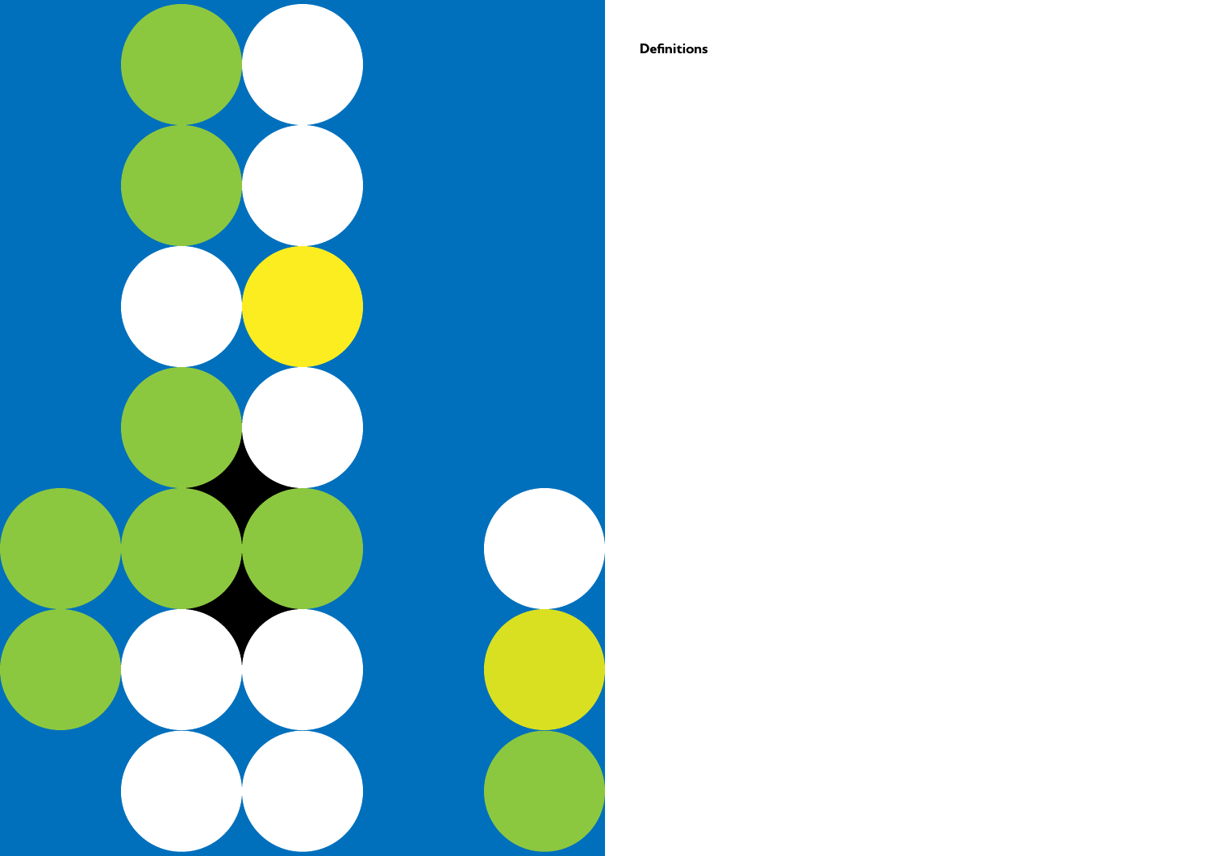**Definitions**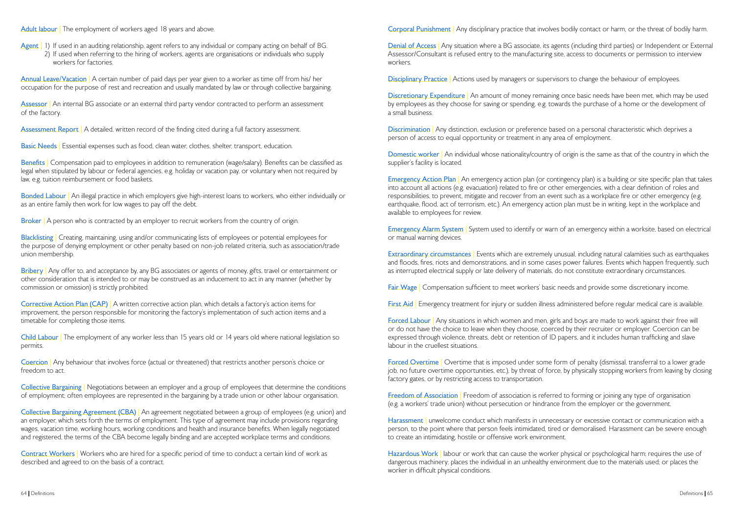**Adult labour** | The employment of workers aged 18 years and above.

**Agent** | 1) If used in an auditing relationship, agent refers to any individual or company acting on behalf of BG.
2) If used when referring to the hiring of workers, agents are organisations or individuals who supply workers for factories.

**Annual Leave/Vacation** | A certain number of paid days per year given to a worker as time off from his/ her occupation for the purpose of rest and recreation and usually mandated by law or through collective bargaining.

**Assessor** | An internal BG associate or an external third party vendor contracted to perform an assessment of the factory.

**Assessment Report** | A detailed, written record of the finding cited during a full factory assessment.

**Basic Needs** | Essential expenses such as food, clean water, clothes, shelter, transport, education.

**Benefits** | Compensation paid to employees in addition to remuneration (wage/salary). Benefits can be classified as legal when stipulated by labour or federal agencies, e.g. holiday or vacation pay, or voluntary when not required by law, e.g. tuition reimbursement or food baskets.

**Bonded Labour** | An illegal practice in which employers give high-interest loans to workers, who either individually or as an entire family then work for low wages to pay off the debt.

**Broker** | A person who is contracted by an employer to recruit workers from the country of origin.

**Blacklisting** | Creating, maintaining, using and/or communicating lists of employees or potential employees for the purpose of denying employment or other penalty based on non-job related criteria, such as association/trade union membership.

**Bribery** | Any offer to, and acceptance by, any BG associates or agents of money, gifts, travel or entertainment or other consideration that is intended to or may be construed as an inducement to act in any manner (whether by commission or omission) is strictly prohibited.

**Corrective Action Plan (CAP)** | A written corrective action plan, which details a factory's action items for improvement, the person responsible for monitoring the factory's implementation of such action items and a timetable for completing those items.

**Child Labour** | The employment of any worker less than 15 years old or 14 years old where national legislation so permits.

**Coercion** | Any behaviour that involves force (actual or threatened) that restricts another person's choice or freedom to act.

**Collective Bargaining** | Negotiations between an employer and a group of employees that determine the conditions of employment; often employees are represented in the bargaining by a trade union or other labour organisation.

**Collective Bargaining Agreement (CBA)** | An agreement negotiated between a group of employees (e.g. union) and an employer, which sets forth the terms of employment. This type of agreement may include provisions regarding wages, vacation time, working hours, working conditions and health and insurance benefits. When legally negotiated and registered, the terms of the CBA become legally binding and are accepted workplace terms and conditions.

**Contract Workers** | Workers who are hired for a specific period of time to conduct a certain kind of work as described and agreed to on the basis of a contract.

**Corporal Punishment** | Any disciplinary practice that involves bodily contact or harm, or the threat of bodily harm.

**Denial of Access** | Any situation where a BG associate, its agents (including third parties) or Independent or External Assessor/Consultant is refused entry to the manufacturing site, access to documents or permission to interview workers.

**Disciplinary Practice** | Actions used by managers or supervisors to change the behaviour of employees.

**Discretionary Expenditure** | An amount of money remaining once basic needs have been met, which may be used by employees as they choose for saving or spending, e.g. towards the purchase of a home or the development of a small business.

**Discrimination** | Any distinction, exclusion or preference based on a personal characteristic which deprives a person of access to equal opportunity or treatment in any area of employment.

**Domestic worker** | An individual whose nationality/country of origin is the same as that of the country in which the supplier's facility is located.

**Emergency Action Plan** | An emergency action plan (or contingency plan) is a building or site specific plan that takes into account all actions (e.g. evacuation) related to fire or other emergencies, with a clear definition of roles and responsibilities, to prevent, mitigate and recover from an event such as a workplace fire or other emergency (e.g. earthquake, flood, act of terrorism, etc.). An emergency action plan must be in writing, kept in the workplace and available to employees for review.

**Emergency Alarm System** | System used to identify or warn of an emergency within a worksite, based on electrical or manual warning devices.

**Extraordinary circumstances** | Events which are extremely unusual, including natural calamities such as earthquakes and floods, fires, riots and demonstrations, and in some cases power failures. Events which happen frequently, such as interrupted electrical supply or late delivery of materials, do not constitute extraordinary circumstances.

**Fair Wage** | Compensation sufficient to meet workers' basic needs and provide some discretionary income.

**First Aid** | Emergency treatment for injury or sudden illness administered before regular medical care is available.

**Forced Labour** | Any situations in which women and men, girls and boys are made to work against their free will or do not have the choice to leave when they choose, coerced by their recruiter or employer. Coercion can be expressed through violence, threats, debt or retention of ID papers, and it includes human trafficking and slave labour in the cruellest situations.

**Forced Overtime** | Overtime that is imposed under some form of penalty (dismissal, transferral to a lower grade job, no future overtime opportunities, etc.), by threat of force, by physically stopping workers from leaving by closing factory gates, or by restricting access to transportation.

**Freedom of Association** | Freedom of association is referred to forming or joining any type of organisation (e.g. a workers' trade union) without persecution or hindrance from the employer or the government.

**Harassment** | unwelcome conduct which manifests in unnecessary or excessive contact or communication with a person, to the point where that person feels intimidated, tired or demoralised. Harassment can be severe enough to create an intimidating, hostile or offensive work environment.

**Hazardous Work** | labour or work that can cause the worker physical or psychological harm; requires the use of dangerous machinery; places the individual in an unhealthy environment due to the materials used; or places the worker in difficult physical conditions.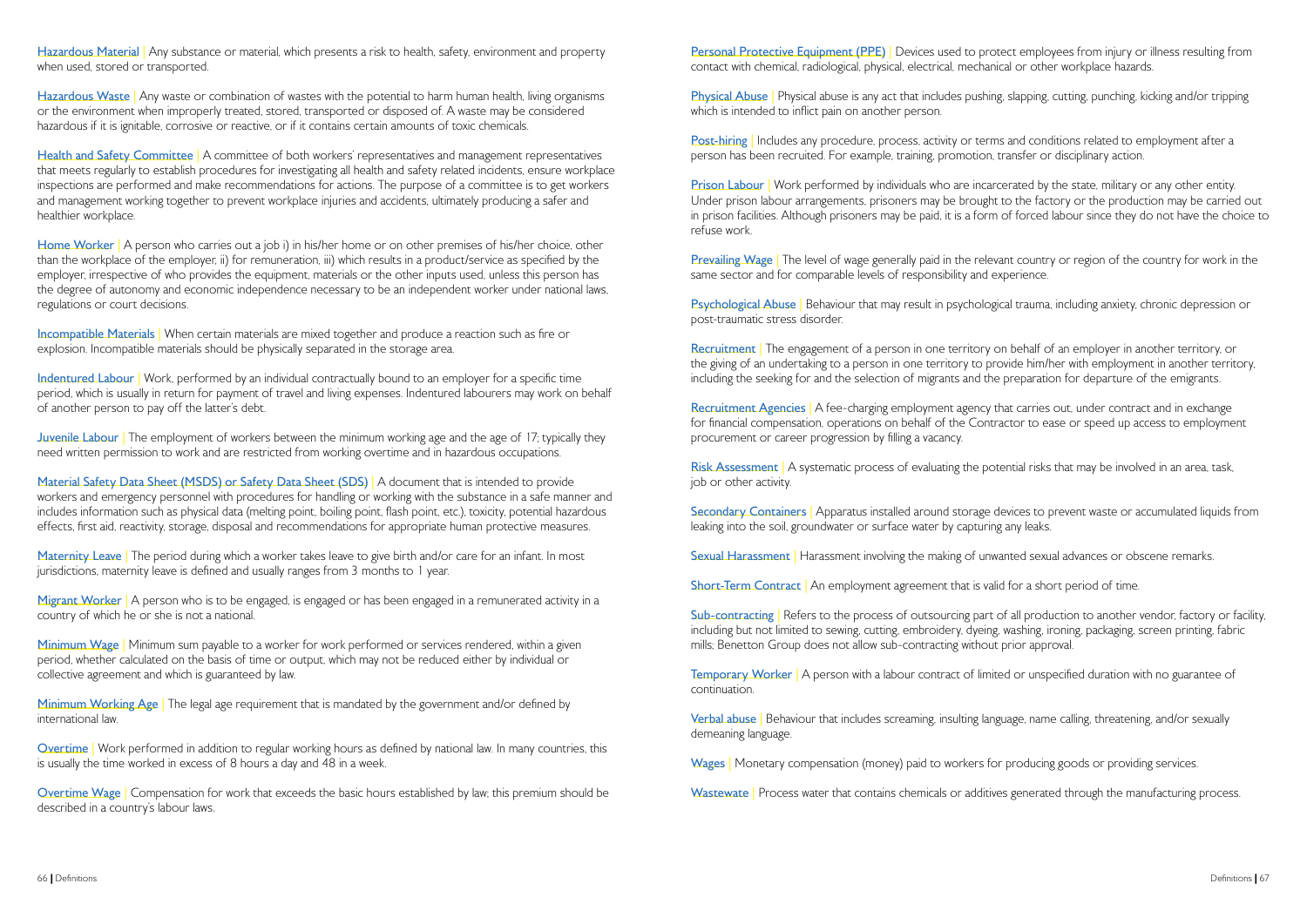**Hazardous Material** | Any substance or material, which presents a risk to health, safety, environment and property when used, stored or transported.

**Hazardous Waste** | Any waste or combination of wastes with the potential to harm human health, living organisms or the environment when improperly treated, stored, transported or disposed of. A waste may be considered hazardous if it is ignitable, corrosive or reactive, or if it contains certain amounts of toxic chemicals.

**Health and Safety Committee** | A committee of both workers' representatives and management representatives that meets regularly to establish procedures for investigating all health and safety related incidents, ensure workplace inspections are performed and make recommendations for actions. The purpose of a committee is to get workers and management working together to prevent workplace injuries and accidents, ultimately producing a safer and healthier workplace.

**Home Worker** | A person who carries out a job i) in his/her home or on other premises of his/her choice, other than the workplace of the employer, ii) for remuneration, iii) which results in a product/service as specified by the employer, irrespective of who provides the equipment, materials or the other inputs used, unless this person has the degree of autonomy and economic independence necessary to be an independent worker under national laws, regulations or court decisions.

**Incompatible Materials** | When certain materials are mixed together and produce a reaction such as fire or explosion. Incompatible materials should be physically separated in the storage area.

**Indentured Labour** | Work, performed by an individual contractually bound to an employer for a specific time period, which is usually in return for payment of travel and living expenses. Indentured labourers may work on behalf of another person to pay off the latter's debt.

**Juvenile Labour** | The employment of workers between the minimum working age and the age of 17; typically they need written permission to work and are restricted from working overtime and in hazardous occupations.

**Material Safety Data Sheet (MSDS) or Safety Data Sheet (SDS)** | A document that is intended to provide workers and emergency personnel with procedures for handling or working with the substance in a safe manner and includes information such as physical data (melting point, boiling point, flash point, etc.), toxicity, potential hazardous effects, first aid, reactivity, storage, disposal and recommendations for appropriate human protective measures.

**Maternity Leave** | The period during which a worker takes leave to give birth and/or care for an infant. In most jurisdictions, maternity leave is defined and usually ranges from 3 months to 1 year.

**Migrant Worker** | A person who is to be engaged, is engaged or has been engaged in a remunerated activity in a country of which he or she is not a national.

**Minimum Wage** | Minimum sum payable to a worker for work performed or services rendered, within a given period, whether calculated on the basis of time or output, which may not be reduced either by individual or collective agreement and which is guaranteed by law.

**Minimum Working Age** | The legal age requirement that is mandated by the government and/or defined by international law.

**Overtime** | Work performed in addition to regular working hours as defined by national law. In many countries, this is usually the time worked in excess of 8 hours a day and 48 in a week.

**Overtime Wage** | Compensation for work that exceeds the basic hours established by law; this premium should be described in a country's labour laws.

**Personal Protective Equipment (PPE)** | Devices used to protect employees from injury or illness resulting from contact with chemical, radiological, physical, electrical, mechanical or other workplace hazards.

**Physical Abuse** | Physical abuse is any act that includes pushing, slapping, cutting, punching, kicking and/or tripping which is intended to inflict pain on another person.

**Post-hiring** | Includes any procedure, process, activity or terms and conditions related to employment after a person has been recruited. For example, training, promotion, transfer or disciplinary action.

**Prison Labour** | Work performed by individuals who are incarcerated by the state, military or any other entity. Under prison labour arrangements, prisoners may be brought to the factory or the production may be carried out in prison facilities. Although prisoners may be paid, it is a form of forced labour since they do not have the choice to refuse work.

**Prevailing Wage** | The level of wage generally paid in the relevant country or region of the country for work in the same sector and for comparable levels of responsibility and experience.

**Psychological Abuse** | Behaviour that may result in psychological trauma, including anxiety, chronic depression or post-traumatic stress disorder.

**Recruitment** | The engagement of a person in one territory on behalf of an employer in another territory, or the giving of an undertaking to a person in one territory to provide him/her with employment in another territory, including the seeking for and the selection of migrants and the preparation for departure of the emigrants.

**Recruitment Agencies** | A fee-charging employment agency that carries out, under contract and in exchange for financial compensation, operations on behalf of the Contractor to ease or speed up access to employment procurement or career progression by filling a vacancy.

**Risk Assessment** | A systematic process of evaluating the potential risks that may be involved in an area, task, job or other activity.

**Secondary Containers** | Apparatus installed around storage devices to prevent waste or accumulated liquids from leaking into the soil, groundwater or surface water by capturing any leaks.

**Sexual Harassment** | Harassment involving the making of unwanted sexual advances or obscene remarks.

**Short-Term Contract** | An employment agreement that is valid for a short period of time.

**Sub-contracting** | Refers to the process of outsourcing part of all production to another vendor, factory or facility, including but not limited to sewing, cutting, embroidery, dyeing, washing, ironing, packaging, screen printing, fabric mills; Benetton Group does not allow sub-contracting without prior approval.

**Temporary Worker** | A person with a labour contract of limited or unspecified duration with no guarantee of continuation.

**Verbal abuse** | Behaviour that includes screaming, insulting language, name calling, threatening, and/or sexually demeaning language.

**Wages** | Monetary compensation (money) paid to workers for producing goods or providing services.

**Wastewate** | Process water that contains chemicals or additives generated through the manufacturing process.